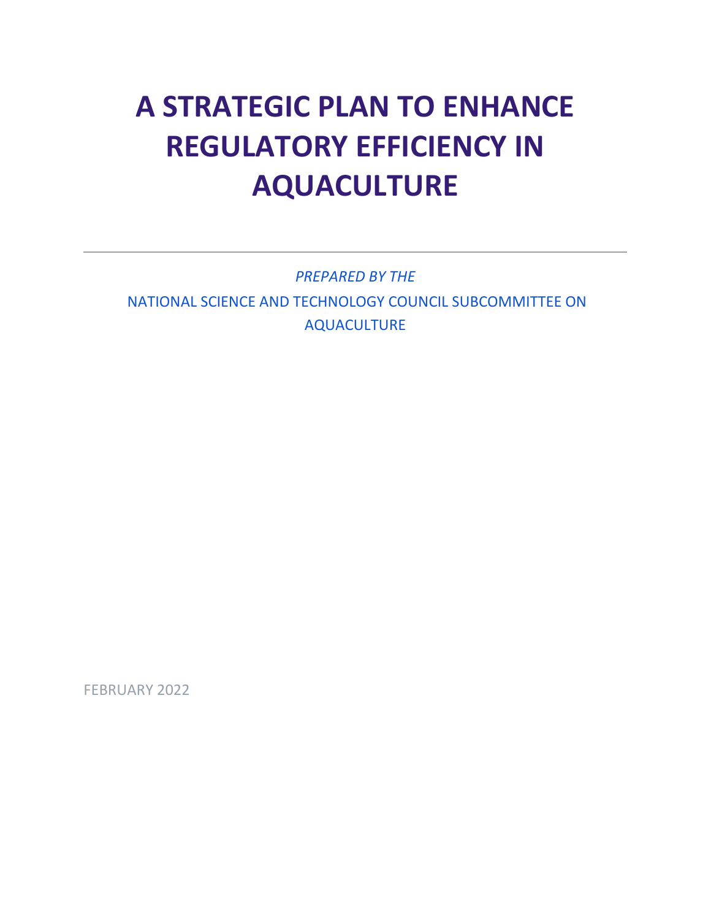# A STRATEGIC PLAN TO ENHANCE REGULATORY EFFICIENCY IN AQUACULTURE

---

*PREPARED BY THE*

NATIONAL SCIENCE AND TECHNOLOGY COUNCIL SUBCOMMITTEE ON AQUACULTURE

FEBRUARY 2022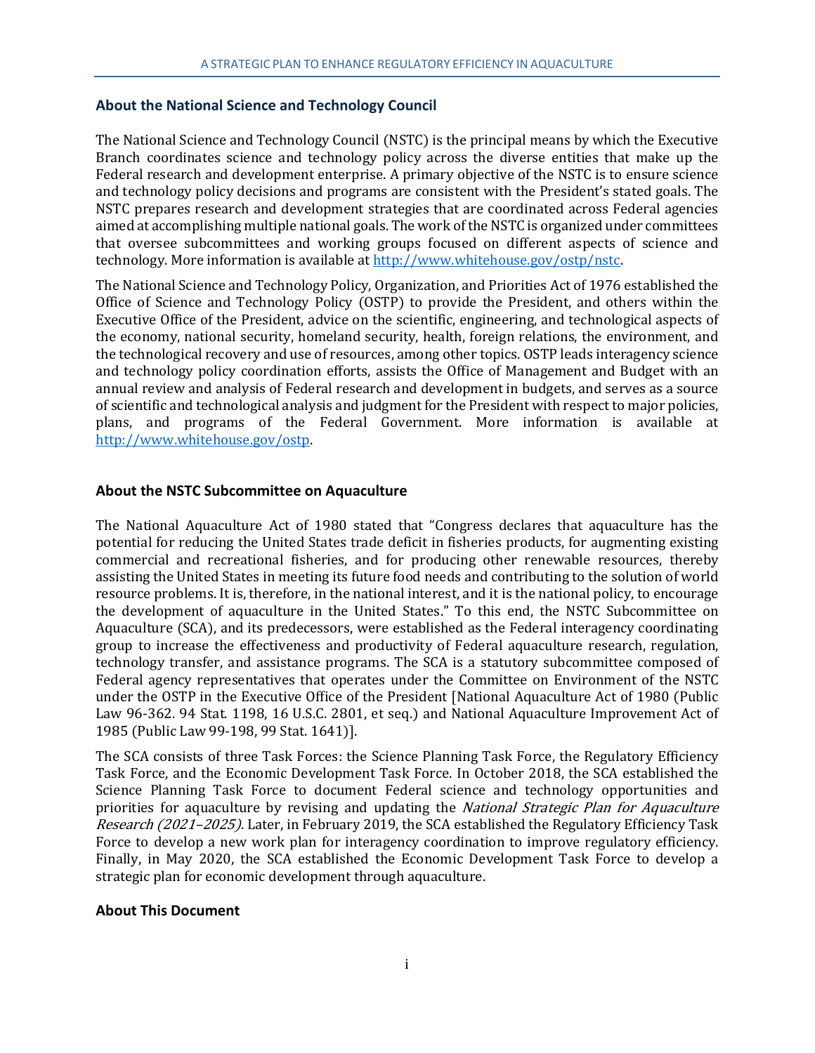## About the National Science and Technology Council

The National Science and Technology Council (NSTC) is the principal means by which the Executive Branch coordinates science and technology policy across the diverse entities that make up the Federal research and development enterprise. A primary objective of the NSTC is to ensure science and technology policy decisions and programs are consistent with the President's stated goals. The NSTC prepares research and development strategies that are coordinated across Federal agencies aimed at accomplishing multiple national goals. The work of the NSTC is organized under committees that oversee subcommittees and working groups focused on different aspects of science and technology. More information is available at http://www.whitehouse.gov/ostp/nstc.

The National Science and Technology Policy, Organization, and Priorities Act of 1976 established the Office of Science and Technology Policy (OSTP) to provide the President, and others within the Executive Office of the President, advice on the scientific, engineering, and technological aspects of the economy, national security, homeland security, health, foreign relations, the environment, and the technological recovery and use of resources, among other topics. OSTP leads interagency science and technology policy coordination efforts, assists the Office of Management and Budget with an annual review and analysis of Federal research and development in budgets, and serves as a source of scientific and technological analysis and judgment for the President with respect to major policies, plans, and programs of the Federal Government. More information is available at http://www.whitehouse.gov/ostp.

## About the NSTC Subcommittee on Aquaculture

The National Aquaculture Act of 1980 stated that "Congress declares that aquaculture has the potential for reducing the United States trade deficit in fisheries products, for augmenting existing commercial and recreational fisheries, and for producing other renewable resources, thereby assisting the United States in meeting its future food needs and contributing to the solution of world resource problems. It is, therefore, in the national interest, and it is the national policy, to encourage the development of aquaculture in the United States." To this end, the NSTC Subcommittee on Aquaculture (SCA), and its predecessors, were established as the Federal interagency coordinating group to increase the effectiveness and productivity of Federal aquaculture research, regulation, technology transfer, and assistance programs. The SCA is a statutory subcommittee composed of Federal agency representatives that operates under the Committee on Environment of the NSTC under the OSTP in the Executive Office of the President [National Aquaculture Act of 1980 (Public Law 96-362. 94 Stat. 1198, 16 U.S.C. 2801, et seq.) and National Aquaculture Improvement Act of 1985 (Public Law 99-198, 99 Stat. 1641)].

The SCA consists of three Task Forces: the Science Planning Task Force, the Regulatory Efficiency Task Force, and the Economic Development Task Force. In October 2018, the SCA established the Science Planning Task Force to document Federal science and technology opportunities and priorities for aquaculture by revising and updating the *National Strategic Plan for Aquaculture Research (2021–2025)*. Later, in February 2019, the SCA established the Regulatory Efficiency Task Force to develop a new work plan for interagency coordination to improve regulatory efficiency. Finally, in May 2020, the SCA established the Economic Development Task Force to develop a strategic plan for economic development through aquaculture.

## About This Document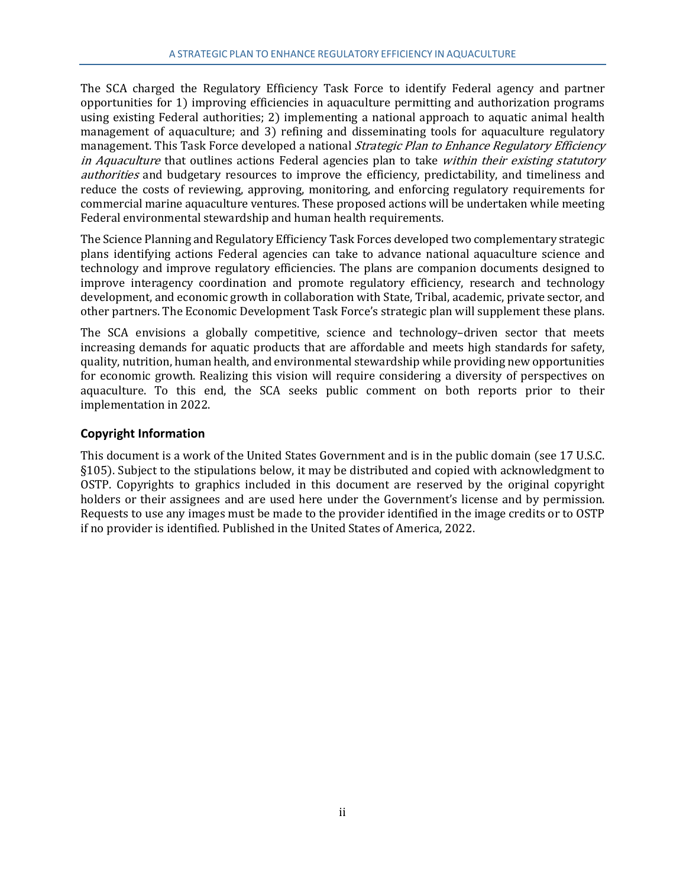The SCA charged the Regulatory Efficiency Task Force to identify Federal agency and partner opportunities for 1) improving efficiencies in aquaculture permitting and authorization programs using existing Federal authorities; 2) implementing a national approach to aquatic animal health management of aquaculture; and 3) refining and disseminating tools for aquaculture regulatory management. This Task Force developed a national *Strategic Plan to Enhance Regulatory Efficiency in Aquaculture* that outlines actions Federal agencies plan to take *within their existing statutory authorities* and budgetary resources to improve the efficiency, predictability, and timeliness and reduce the costs of reviewing, approving, monitoring, and enforcing regulatory requirements for commercial marine aquaculture ventures. These proposed actions will be undertaken while meeting Federal environmental stewardship and human health requirements.

The Science Planning and Regulatory Efficiency Task Forces developed two complementary strategic plans identifying actions Federal agencies can take to advance national aquaculture science and technology and improve regulatory efficiencies. The plans are companion documents designed to improve interagency coordination and promote regulatory efficiency, research and technology development, and economic growth in collaboration with State, Tribal, academic, private sector, and other partners. The Economic Development Task Force's strategic plan will supplement these plans.

The SCA envisions a globally competitive, science and technology–driven sector that meets increasing demands for aquatic products that are affordable and meets high standards for safety, quality, nutrition, human health, and environmental stewardship while providing new opportunities for economic growth. Realizing this vision will require considering a diversity of perspectives on aquaculture. To this end, the SCA seeks public comment on both reports prior to their implementation in 2022.

## Copyright Information

This document is a work of the United States Government and is in the public domain (see 17 U.S.C. §105). Subject to the stipulations below, it may be distributed and copied with acknowledgment to OSTP. Copyrights to graphics included in this document are reserved by the original copyright holders or their assignees and are used here under the Government's license and by permission. Requests to use any images must be made to the provider identified in the image credits or to OSTP if no provider is identified. Published in the United States of America, 2022.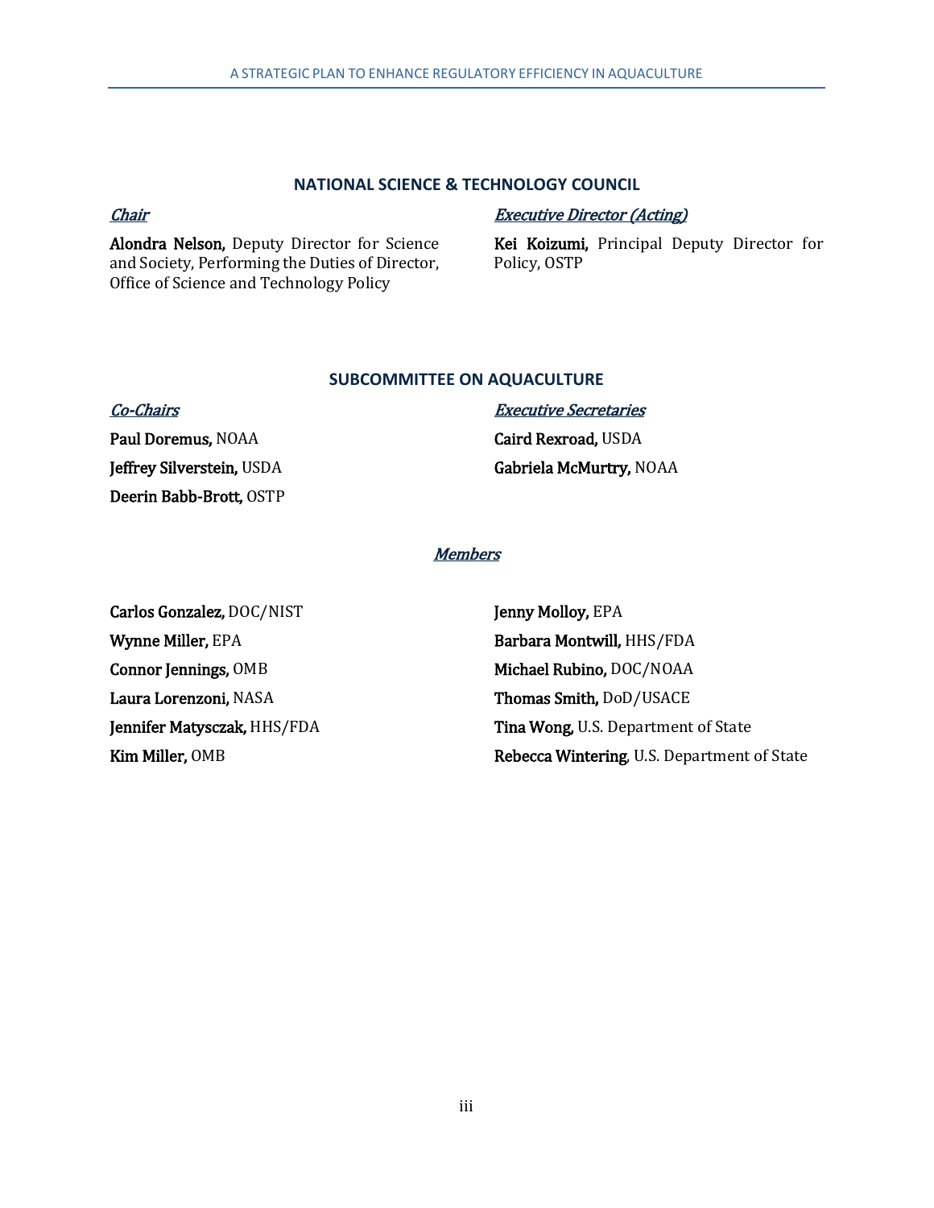## NATIONAL SCIENCE & TECHNOLOGY COUNCIL

***Chair***

**Alondra Nelson,** Deputy Director for Science and Society, Performing the Duties of Director, Office of Science and Technology Policy

***Executive Director (Acting)***

**Kei Koizumi,** Principal Deputy Director for Policy, OSTP

## SUBCOMMITTEE ON AQUACULTURE

***Co-Chairs***

**Paul Doremus,** NOAA

**Jeffrey Silverstein,** USDA

**Deerin Babb-Brott,** OSTP

***Executive Secretaries***

**Caird Rexroad,** USDA

**Gabriela McMurtry,** NOAA

***Members***

**Carlos Gonzalez,** DOC/NIST

**Wynne Miller,** EPA

**Connor Jennings,** OMB

**Laura Lorenzoni,** NASA

**Jennifer Matysczak,** HHS/FDA

**Kim Miller,** OMB

**Jenny Molloy,** EPA

**Barbara Montwill,** HHS/FDA

**Michael Rubino,** DOC/NOAA

**Thomas Smith,** DoD/USACE

**Tina Wong,** U.S. Department of State

**Rebecca Wintering**, U.S. Department of State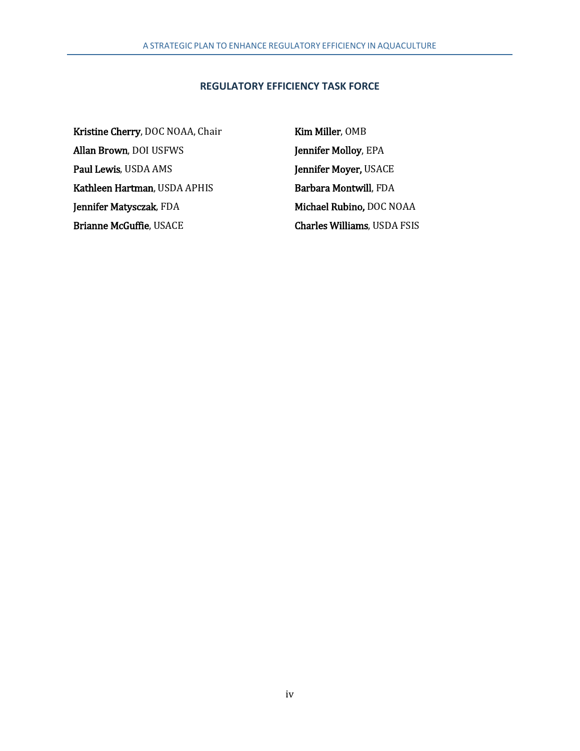## REGULATORY EFFICIENCY TASK FORCE

**Kristine Cherry**, DOC NOAA, Chair

**Allan Brown**, DOI USFWS

**Paul Lewis**, USDA AMS

**Kathleen Hartman**, USDA APHIS

**Jennifer Matysczak**, FDA

**Brianne McGuffie**, USACE

**Kim Miller**, OMB

**Jennifer Molloy**, EPA

**Jennifer Moyer,** USACE

**Barbara Montwill**, FDA

**Michael Rubino,** DOC NOAA

**Charles Williams**, USDA FSIS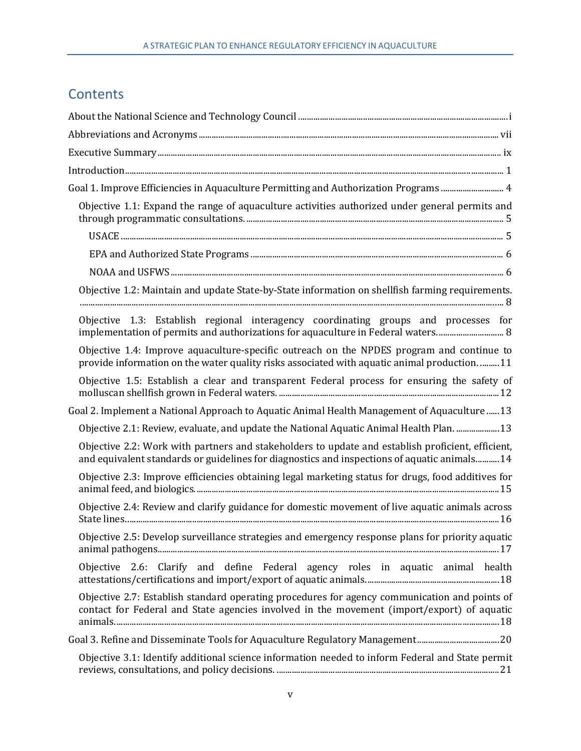## Contents

About the National Science and Technology Council ... i

Abbreviations and Acronyms ... vii

Executive Summary ... ix

Introduction ... 1

Goal 1. Improve Efficiencies in Aquaculture Permitting and Authorization Programs ... 4

- Objective 1.1: Expand the range of aquaculture activities authorized under general permits and through programmatic consultations. ... 5
  - USACE ... 5
  - EPA and Authorized State Programs ... 6
  - NOAA and USFWS ... 6
- Objective 1.2: Maintain and update State-by-State information on shellfish farming requirements. ... 8
- Objective 1.3: Establish regional interagency coordinating groups and processes for implementation of permits and authorizations for aquaculture in Federal waters. ... 8
- Objective 1.4: Improve aquaculture-specific outreach on the NPDES program and continue to provide information on the water quality risks associated with aquatic animal production. ... 11
- Objective 1.5: Establish a clear and transparent Federal process for ensuring the safety of molluscan shellfish grown in Federal waters. ... 12

Goal 2. Implement a National Approach to Aquatic Animal Health Management of Aquaculture ... 13

- Objective 2.1: Review, evaluate, and update the National Aquatic Animal Health Plan. ... 13
- Objective 2.2: Work with partners and stakeholders to update and establish proficient, efficient, and equivalent standards or guidelines for diagnostics and inspections of aquatic animals. ... 14
- Objective 2.3: Improve efficiencies obtaining legal marketing status for drugs, food additives for animal feed, and biologics. ... 15
- Objective 2.4: Review and clarify guidance for domestic movement of live aquatic animals across State lines. ... 16
- Objective 2.5: Develop surveillance strategies and emergency response plans for priority aquatic animal pathogens. ... 17
- Objective 2.6: Clarify and define Federal agency roles in aquatic animal health attestations/certifications and import/export of aquatic animals. ... 18
- Objective 2.7: Establish standard operating procedures for agency communication and points of contact for Federal and State agencies involved in the movement (import/export) of aquatic animals. ... 18

Goal 3. Refine and Disseminate Tools for Aquaculture Regulatory Management ... 20

- Objective 3.1: Identify additional science information needed to inform Federal and State permit reviews, consultations, and policy decisions. ... 21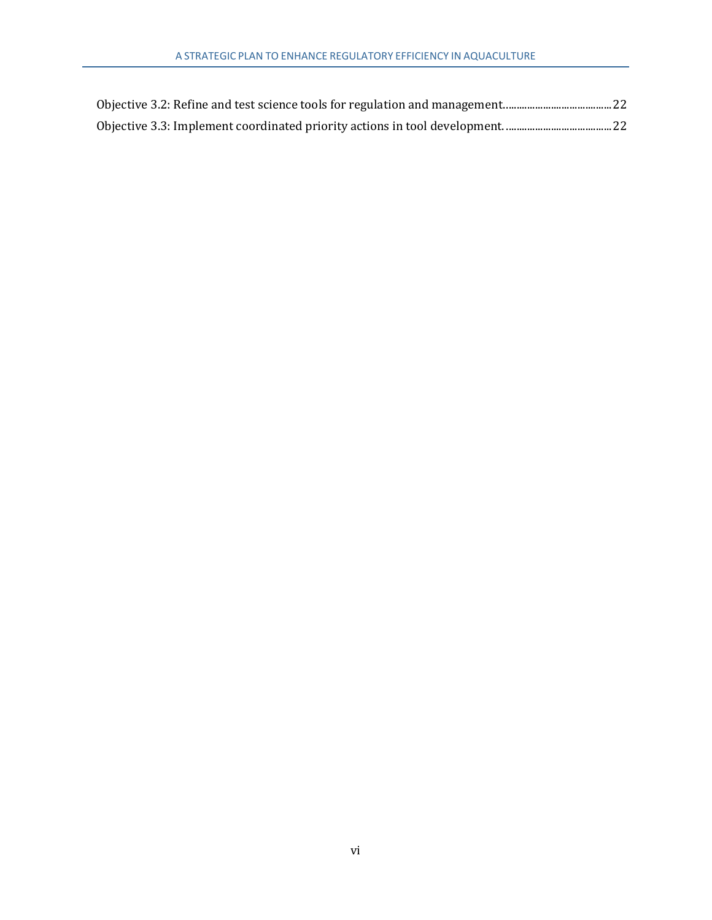Objective 3.2: Refine and test science tools for regulation and management........................................22

Objective 3.3: Implement coordinated priority actions in tool development.........................................22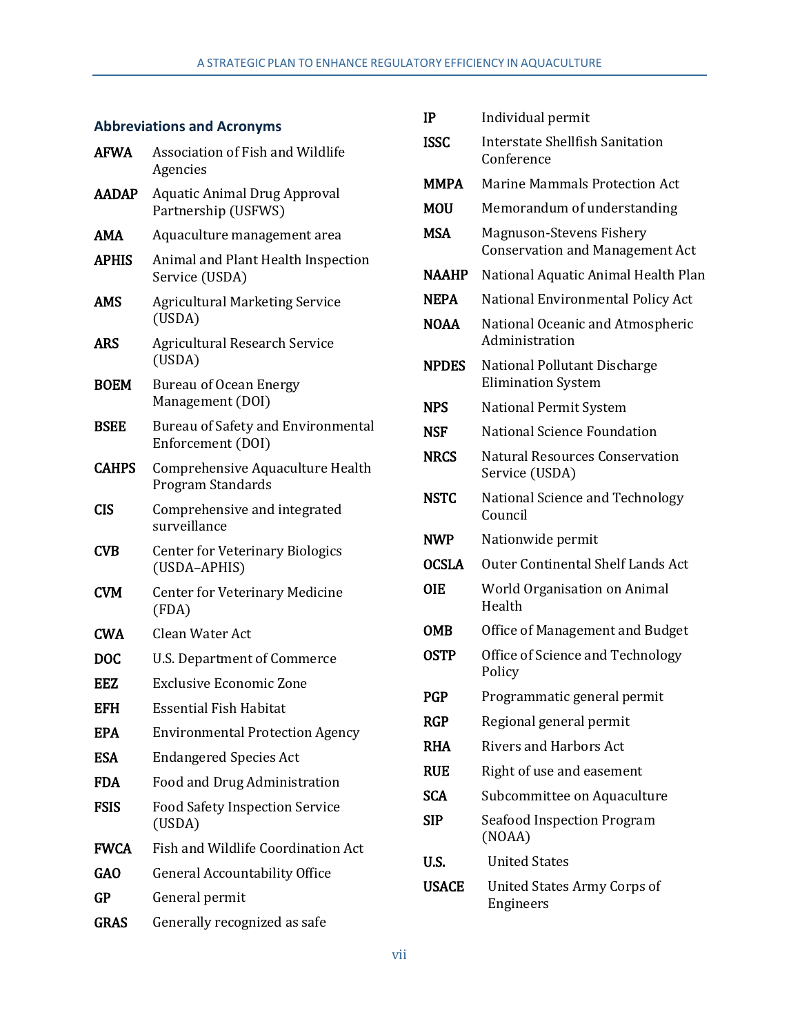### Abbreviations and Acronyms

| | |
|---|---|
| **AFWA** | Association of Fish and Wildlife Agencies |
| **AADAP** | Aquatic Animal Drug Approval Partnership (USFWS) |
| **AMA** | Aquaculture management area |
| **APHIS** | Animal and Plant Health Inspection Service (USDA) |
| **AMS** | Agricultural Marketing Service (USDA) |
| **ARS** | Agricultural Research Service (USDA) |
| **BOEM** | Bureau of Ocean Energy Management (DOI) |
| **BSEE** | Bureau of Safety and Environmental Enforcement (DOI) |
| **CAHPS** | Comprehensive Aquaculture Health Program Standards |
| **CIS** | Comprehensive and integrated surveillance |
| **CVB** | Center for Veterinary Biologics (USDA–APHIS) |
| **CVM** | Center for Veterinary Medicine (FDA) |
| **CWA** | Clean Water Act |
| **DOC** | U.S. Department of Commerce |
| **EEZ** | Exclusive Economic Zone |
| **EFH** | Essential Fish Habitat |
| **EPA** | Environmental Protection Agency |
| **ESA** | Endangered Species Act |
| **FDA** | Food and Drug Administration |
| **FSIS** | Food Safety Inspection Service (USDA) |
| **FWCA** | Fish and Wildlife Coordination Act |
| **GAO** | General Accountability Office |
| **GP** | General permit |
| **GRAS** | Generally recognized as safe |
| **IP** | Individual permit |
| **ISSC** | Interstate Shellfish Sanitation Conference |
| **MMPA** | Marine Mammals Protection Act |
| **MOU** | Memorandum of understanding |
| **MSA** | Magnuson-Stevens Fishery Conservation and Management Act |
| **NAAHP** | National Aquatic Animal Health Plan |
| **NEPA** | National Environmental Policy Act |
| **NOAA** | National Oceanic and Atmospheric Administration |
| **NPDES** | National Pollutant Discharge Elimination System |
| **NPS** | National Permit System |
| **NSF** | National Science Foundation |
| **NRCS** | Natural Resources Conservation Service (USDA) |
| **NSTC** | National Science and Technology Council |
| **NWP** | Nationwide permit |
| **OCSLA** | Outer Continental Shelf Lands Act |
| **OIE** | World Organisation on Animal Health |
| **OMB** | Office of Management and Budget |
| **OSTP** | Office of Science and Technology Policy |
| **PGP** | Programmatic general permit |
| **RGP** | Regional general permit |
| **RHA** | Rivers and Harbors Act |
| **RUE** | Right of use and easement |
| **SCA** | Subcommittee on Aquaculture |
| **SIP** | Seafood Inspection Program (NOAA) |
| **U.S.** | United States |
| **USACE** | United States Army Corps of Engineers |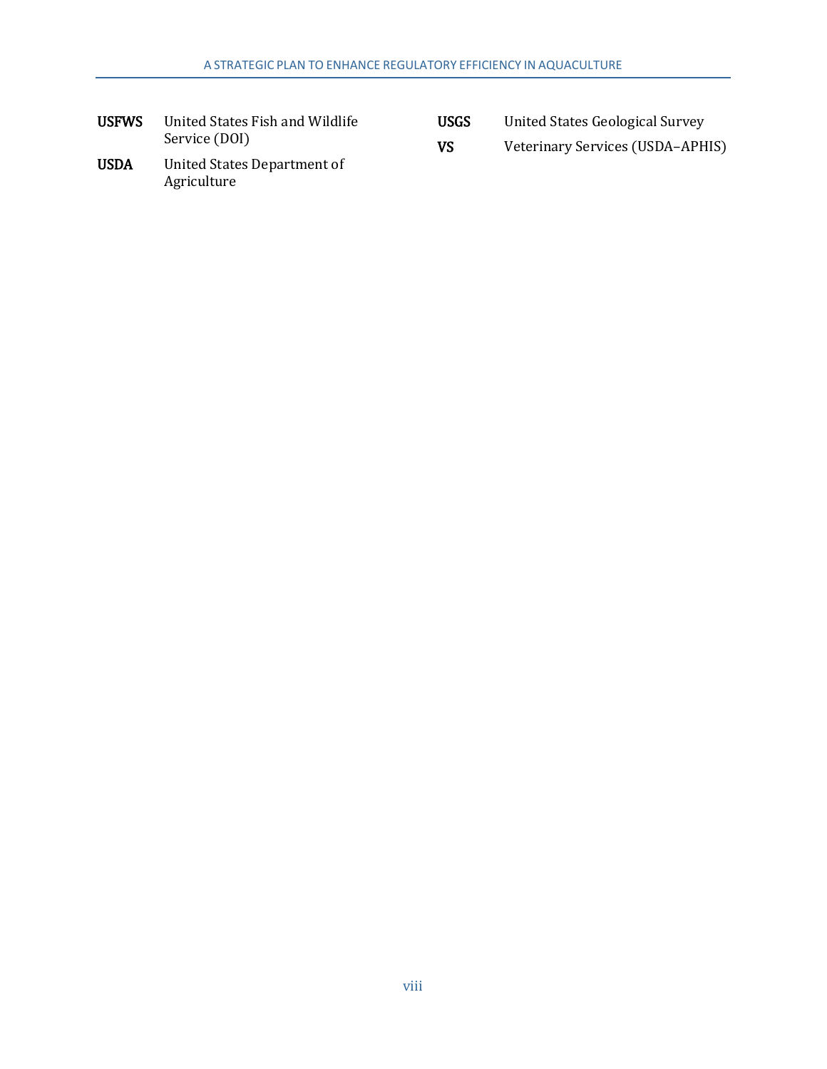**USFWS** United States Fish and Wildlife Service (DOI)

**USDA** United States Department of Agriculture

**USGS** United States Geological Survey

**VS** Veterinary Services (USDA–APHIS)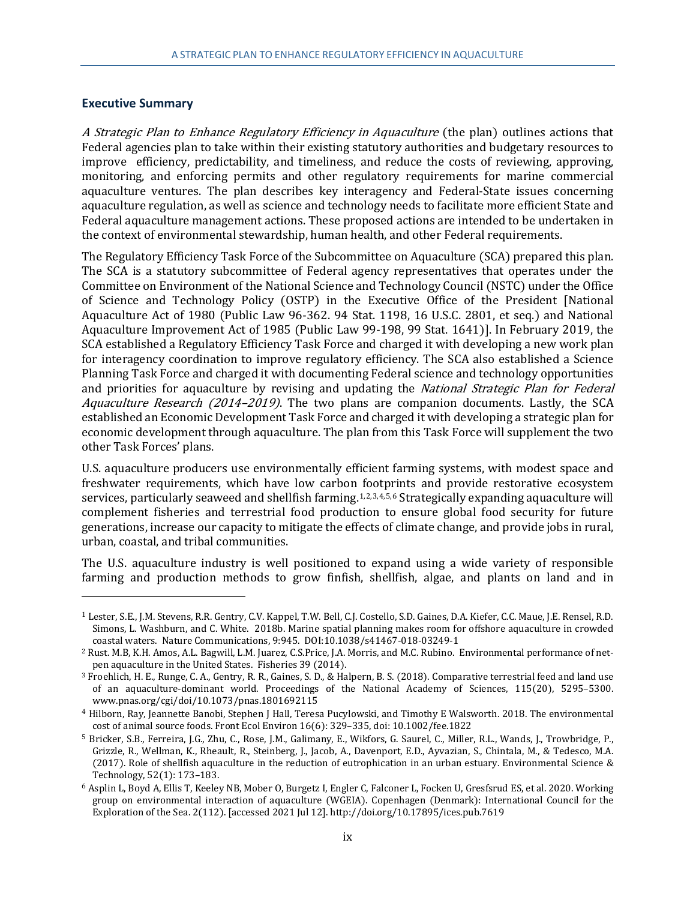## Executive Summary

*A Strategic Plan to Enhance Regulatory Efficiency in Aquaculture* (the plan) outlines actions that Federal agencies plan to take within their existing statutory authorities and budgetary resources to improve efficiency, predictability, and timeliness, and reduce the costs of reviewing, approving, monitoring, and enforcing permits and other regulatory requirements for marine commercial aquaculture ventures. The plan describes key interagency and Federal-State issues concerning aquaculture regulation, as well as science and technology needs to facilitate more efficient State and Federal aquaculture management actions. These proposed actions are intended to be undertaken in the context of environmental stewardship, human health, and other Federal requirements.

The Regulatory Efficiency Task Force of the Subcommittee on Aquaculture (SCA) prepared this plan. The SCA is a statutory subcommittee of Federal agency representatives that operates under the Committee on Environment of the National Science and Technology Council (NSTC) under the Office of Science and Technology Policy (OSTP) in the Executive Office of the President [National Aquaculture Act of 1980 (Public Law 96-362. 94 Stat. 1198, 16 U.S.C. 2801, et seq.) and National Aquaculture Improvement Act of 1985 (Public Law 99-198, 99 Stat. 1641)]. In February 2019, the SCA established a Regulatory Efficiency Task Force and charged it with developing a new work plan for interagency coordination to improve regulatory efficiency. The SCA also established a Science Planning Task Force and charged it with documenting Federal science and technology opportunities and priorities for aquaculture by revising and updating the *National Strategic Plan for Federal Aquaculture Research (2014–2019)*. The two plans are companion documents. Lastly, the SCA established an Economic Development Task Force and charged it with developing a strategic plan for economic development through aquaculture. The plan from this Task Force will supplement the two other Task Forces' plans.

U.S. aquaculture producers use environmentally efficient farming systems, with modest space and freshwater requirements, which have low carbon footprints and provide restorative ecosystem services, particularly seaweed and shellfish farming.[1,2,3,4,5,6] Strategically expanding aquaculture will complement fisheries and terrestrial food production to ensure global food security for future generations, increase our capacity to mitigate the effects of climate change, and provide jobs in rural, urban, coastal, and tribal communities.

The U.S. aquaculture industry is well positioned to expand using a wide variety of responsible farming and production methods to grow finfish, shellfish, algae, and plants on land and in

---

[1] Lester, S.E., J.M. Stevens, R.R. Gentry, C.V. Kappel, T.W. Bell, C.J. Costello, S.D. Gaines, D.A. Kiefer, C.C. Maue, J.E. Rensel, R.D. Simons, L. Washburn, and C. White. 2018b. Marine spatial planning makes room for offshore aquaculture in crowded coastal waters. Nature Communications, 9:945. DOI:10.1038/s41467-018-03249-1

[2] Rust. M.B, K.H. Amos, A.L. Bagwill, L.M. Juarez, C.S.Price, J.A. Morris, and M.C. Rubino. Environmental performance of net-pen aquaculture in the United States. Fisheries 39 (2014).

[3] Froehlich, H. E., Runge, C. A., Gentry, R. R., Gaines, S. D., & Halpern, B. S. (2018). Comparative terrestrial feed and land use of an aquaculture-dominant world. Proceedings of the National Academy of Sciences, 115(20), 5295–5300. www.pnas.org/cgi/doi/10.1073/pnas.1801692115

[4] Hilborn, Ray, Jeannette Banobi, Stephen J Hall, Teresa Pucylowski, and Timothy E Walsworth. 2018. The environmental cost of animal source foods. Front Ecol Environ 16(6): 329–335, doi: 10.1002/fee.1822

[5] Bricker, S.B., Ferreira, J.G., Zhu, C., Rose, J.M., Galimany, E., Wikfors, G. Saurel, C., Miller, R.L., Wands, J., Trowbridge, P., Grizzle, R., Wellman, K., Rheault, R., Steinberg, J., Jacob, A., Davenport, E.D., Ayvazian, S., Chintala, M., & Tedesco, M.A. (2017). Role of shellfish aquaculture in the reduction of eutrophication in an urban estuary. Environmental Science & Technology, 52(1): 173–183.

[6] Asplin L, Boyd A, Ellis T, Keeley NB, Mober O, Burgetz I, Engler C, Falconer L, Focken U, Gresfsrud ES, et al. 2020. Working group on environmental interaction of aquaculture (WGEIA). Copenhagen (Denmark): International Council for the Exploration of the Sea. 2(112). [accessed 2021 Jul 12]. http://doi.org/10.17895/ices.pub.7619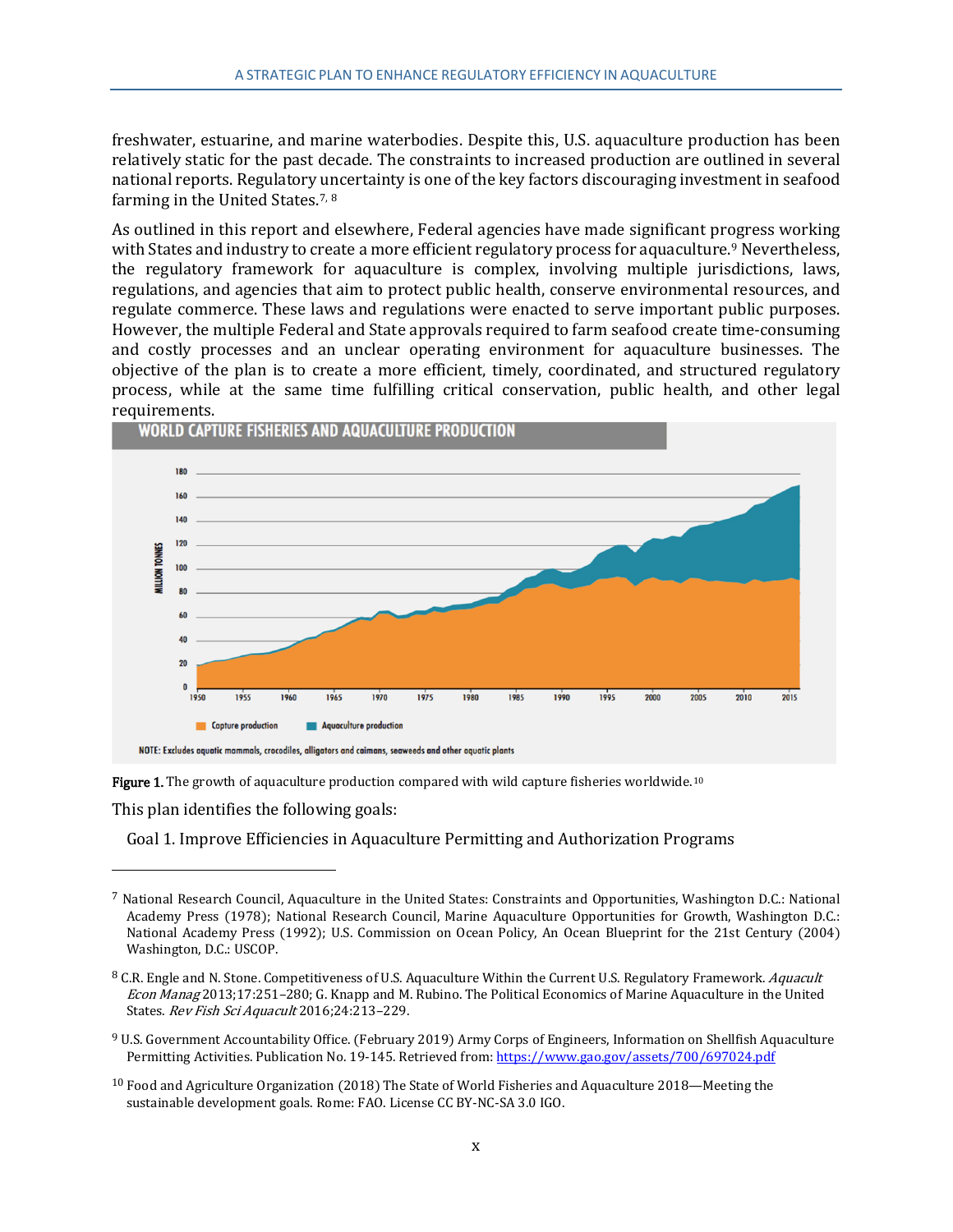freshwater, estuarine, and marine waterbodies. Despite this, U.S. aquaculture production has been relatively static for the past decade. The constraints to increased production are outlined in several national reports. Regulatory uncertainty is one of the key factors discouraging investment in seafood farming in the United States.[7, 8]

As outlined in this report and elsewhere, Federal agencies have made significant progress working with States and industry to create a more efficient regulatory process for aquaculture.[9] Nevertheless, the regulatory framework for aquaculture is complex, involving multiple jurisdictions, laws, regulations, and agencies that aim to protect public health, conserve environmental resources, and regulate commerce. These laws and regulations were enacted to serve important public purposes. However, the multiple Federal and State approvals required to farm seafood create time-consuming and costly processes and an unclear operating environment for aquaculture businesses. The objective of the plan is to create a more efficient, timely, coordinated, and structured regulatory process, while at the same time fulfilling critical conservation, public health, and other legal requirements.

**WORLD CAPTURE FISHERIES AND AQUACULTURE PRODUCTION**

NOTE: Excludes aquatic mammals, crocodiles, alligators and caimans, seaweeds and other aquatic plants

**Figure 1.** The growth of aquaculture production compared with wild capture fisheries worldwide.[10]

This plan identifies the following goals:

Goal 1. Improve Efficiencies in Aquaculture Permitting and Authorization Programs

---

[7] National Research Council, Aquaculture in the United States: Constraints and Opportunities, Washington D.C.: National Academy Press (1978); National Research Council, Marine Aquaculture Opportunities for Growth, Washington D.C.: National Academy Press (1992); U.S. Commission on Ocean Policy, An Ocean Blueprint for the 21st Century (2004) Washington, D.C.: USCOP.

[8] C.R. Engle and N. Stone. Competitiveness of U.S. Aquaculture Within the Current U.S. Regulatory Framework. *Aquacult Econ Manag* 2013;17:251–280; G. Knapp and M. Rubino. The Political Economics of Marine Aquaculture in the United States. *Rev Fish Sci Aquacult* 2016;24:213–229.

[9] U.S. Government Accountability Office. (February 2019) Army Corps of Engineers, Information on Shellfish Aquaculture Permitting Activities. Publication No. 19-145. Retrieved from: https://www.gao.gov/assets/700/697024.pdf

[10] Food and Agriculture Organization (2018) The State of World Fisheries and Aquaculture 2018—Meeting the sustainable development goals. Rome: FAO. License CC BY-NC-SA 3.0 IGO.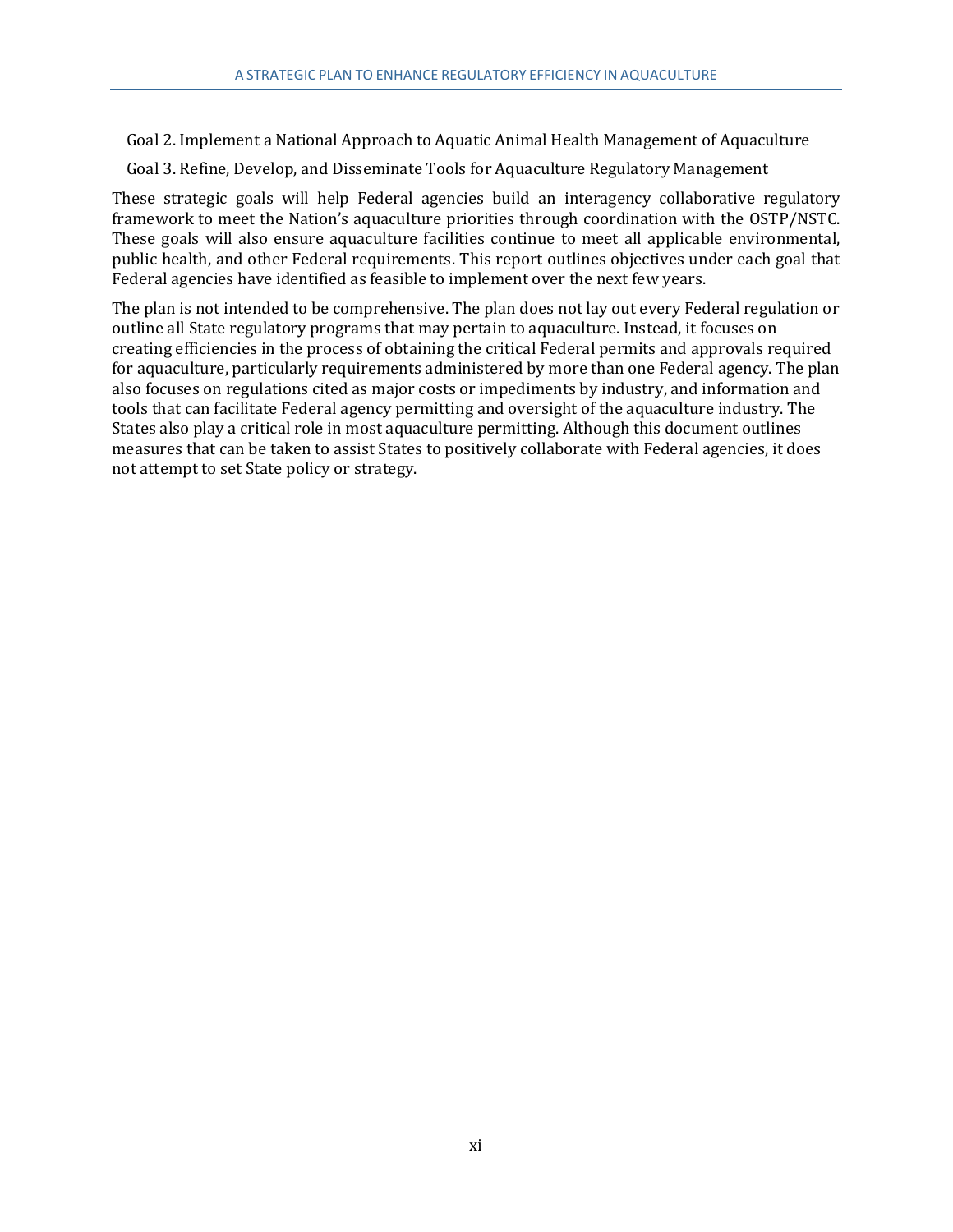Goal 2. Implement a National Approach to Aquatic Animal Health Management of Aquaculture

Goal 3. Refine, Develop, and Disseminate Tools for Aquaculture Regulatory Management

These strategic goals will help Federal agencies build an interagency collaborative regulatory framework to meet the Nation's aquaculture priorities through coordination with the OSTP/NSTC. These goals will also ensure aquaculture facilities continue to meet all applicable environmental, public health, and other Federal requirements. This report outlines objectives under each goal that Federal agencies have identified as feasible to implement over the next few years.

The plan is not intended to be comprehensive. The plan does not lay out every Federal regulation or outline all State regulatory programs that may pertain to aquaculture. Instead, it focuses on creating efficiencies in the process of obtaining the critical Federal permits and approvals required for aquaculture, particularly requirements administered by more than one Federal agency. The plan also focuses on regulations cited as major costs or impediments by industry, and information and tools that can facilitate Federal agency permitting and oversight of the aquaculture industry. The States also play a critical role in most aquaculture permitting. Although this document outlines measures that can be taken to assist States to positively collaborate with Federal agencies, it does not attempt to set State policy or strategy.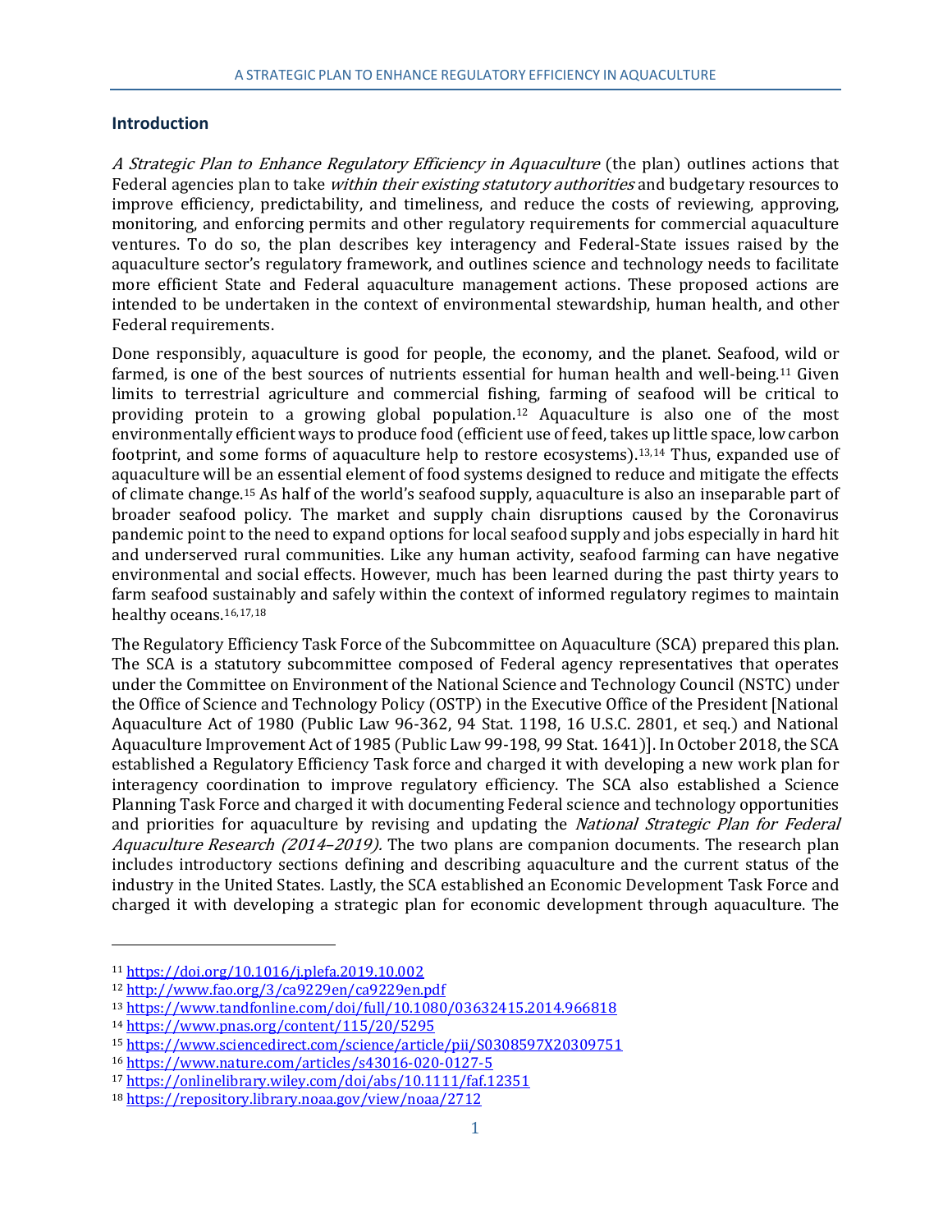## Introduction

*A Strategic Plan to Enhance Regulatory Efficiency in Aquaculture* (the plan) outlines actions that Federal agencies plan to take *within their existing statutory authorities* and budgetary resources to improve efficiency, predictability, and timeliness, and reduce the costs of reviewing, approving, monitoring, and enforcing permits and other regulatory requirements for commercial aquaculture ventures. To do so, the plan describes key interagency and Federal-State issues raised by the aquaculture sector's regulatory framework, and outlines science and technology needs to facilitate more efficient State and Federal aquaculture management actions. These proposed actions are intended to be undertaken in the context of environmental stewardship, human health, and other Federal requirements.

Done responsibly, aquaculture is good for people, the economy, and the planet. Seafood, wild or farmed, is one of the best sources of nutrients essential for human health and well-being.[11] Given limits to terrestrial agriculture and commercial fishing, farming of seafood will be critical to providing protein to a growing global population.[12] Aquaculture is also one of the most environmentally efficient ways to produce food (efficient use of feed, takes up little space, low carbon footprint, and some forms of aquaculture help to restore ecosystems).[13,14] Thus, expanded use of aquaculture will be an essential element of food systems designed to reduce and mitigate the effects of climate change.[15] As half of the world's seafood supply, aquaculture is also an inseparable part of broader seafood policy. The market and supply chain disruptions caused by the Coronavirus pandemic point to the need to expand options for local seafood supply and jobs especially in hard hit and underserved rural communities. Like any human activity, seafood farming can have negative environmental and social effects. However, much has been learned during the past thirty years to farm seafood sustainably and safely within the context of informed regulatory regimes to maintain healthy oceans.[16,17,18]

The Regulatory Efficiency Task Force of the Subcommittee on Aquaculture (SCA) prepared this plan. The SCA is a statutory subcommittee composed of Federal agency representatives that operates under the Committee on Environment of the National Science and Technology Council (NSTC) under the Office of Science and Technology Policy (OSTP) in the Executive Office of the President [National Aquaculture Act of 1980 (Public Law 96-362, 94 Stat. 1198, 16 U.S.C. 2801, et seq.) and National Aquaculture Improvement Act of 1985 (Public Law 99-198, 99 Stat. 1641)]. In October 2018, the SCA established a Regulatory Efficiency Task force and charged it with developing a new work plan for interagency coordination to improve regulatory efficiency. The SCA also established a Science Planning Task Force and charged it with documenting Federal science and technology opportunities and priorities for aquaculture by revising and updating the *National Strategic Plan for Federal Aquaculture Research (2014–2019).* The two plans are companion documents. The research plan includes introductory sections defining and describing aquaculture and the current status of the industry in the United States. Lastly, the SCA established an Economic Development Task Force and charged it with developing a strategic plan for economic development through aquaculture. The

---

[11] https://doi.org/10.1016/j.plefa.2019.10.002
[12] http://www.fao.org/3/ca9229en/ca9229en.pdf
[13] https://www.tandfonline.com/doi/full/10.1080/03632415.2014.966818
[14] https://www.pnas.org/content/115/20/5295
[15] https://www.sciencedirect.com/science/article/pii/S0308597X20309751
[16] https://www.nature.com/articles/s43016-020-0127-5
[17] https://onlinelibrary.wiley.com/doi/abs/10.1111/faf.12351
[18] https://repository.library.noaa.gov/view/noaa/2712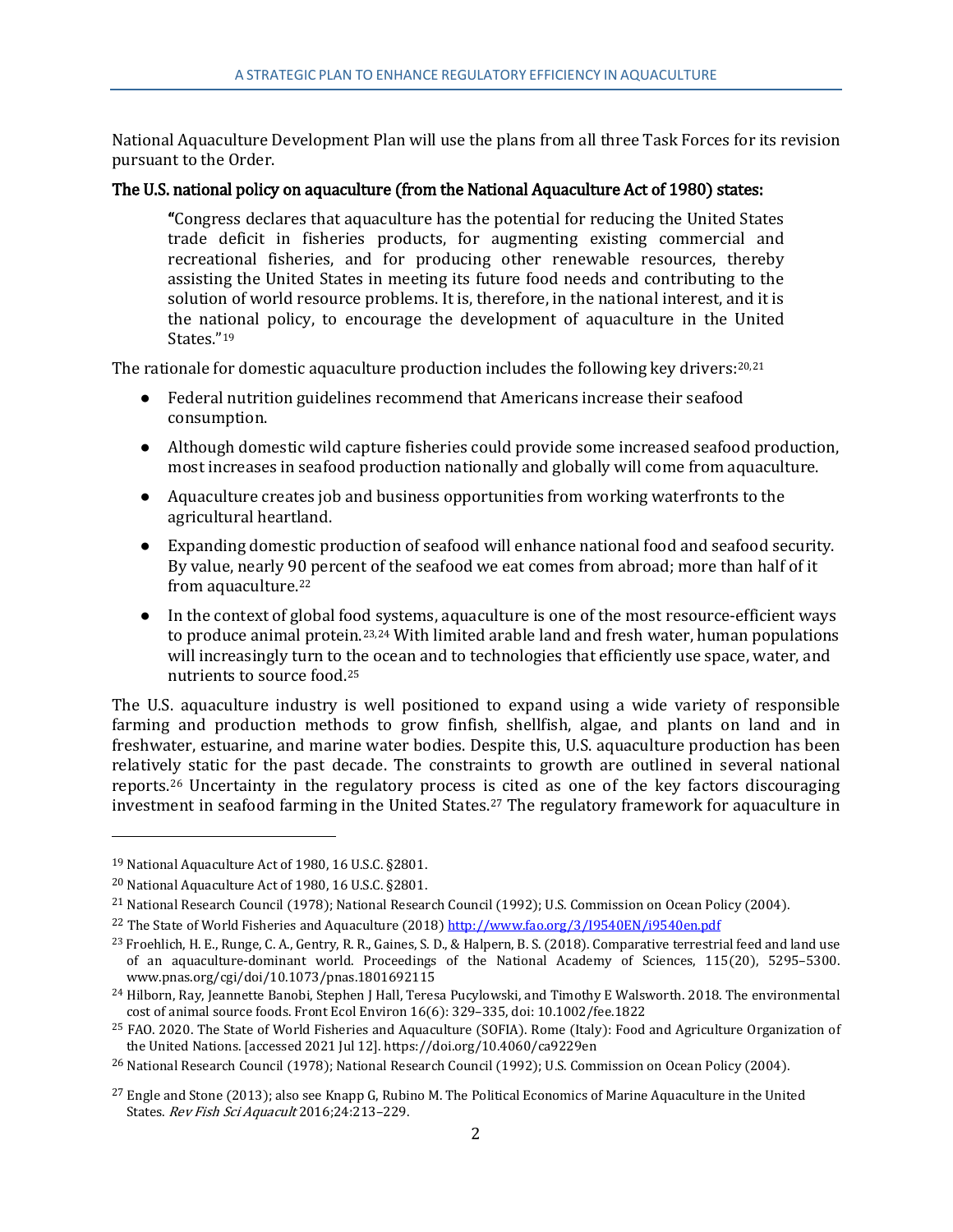National Aquaculture Development Plan will use the plans from all three Task Forces for its revision pursuant to the Order.

**The U.S. national policy on aquaculture (from the National Aquaculture Act of 1980) states:**

> "Congress declares that aquaculture has the potential for reducing the United States trade deficit in fisheries products, for augmenting existing commercial and recreational fisheries, and for producing other renewable resources, thereby assisting the United States in meeting its future food needs and contributing to the solution of world resource problems. It is, therefore, in the national interest, and it is the national policy, to encourage the development of aquaculture in the United States."[19]

The rationale for domestic aquaculture production includes the following key drivers:[20,21]

- Federal nutrition guidelines recommend that Americans increase their seafood consumption.
- Although domestic wild capture fisheries could provide some increased seafood production, most increases in seafood production nationally and globally will come from aquaculture.
- Aquaculture creates job and business opportunities from working waterfronts to the agricultural heartland.
- Expanding domestic production of seafood will enhance national food and seafood security. By value, nearly 90 percent of the seafood we eat comes from abroad; more than half of it from aquaculture.[22]
- In the context of global food systems, aquaculture is one of the most resource-efficient ways to produce animal protein.[23,24] With limited arable land and fresh water, human populations will increasingly turn to the ocean and to technologies that efficiently use space, water, and nutrients to source food.[25]

The U.S. aquaculture industry is well positioned to expand using a wide variety of responsible farming and production methods to grow finfish, shellfish, algae, and plants on land and in freshwater, estuarine, and marine water bodies. Despite this, U.S. aquaculture production has been relatively static for the past decade. The constraints to growth are outlined in several national reports.[26] Uncertainty in the regulatory process is cited as one of the key factors discouraging investment in seafood farming in the United States.[27] The regulatory framework for aquaculture in

---

[19] National Aquaculture Act of 1980, 16 U.S.C. §2801.

[20] National Aquaculture Act of 1980, 16 U.S.C. §2801.

[21] National Research Council (1978); National Research Council (1992); U.S. Commission on Ocean Policy (2004).

[22] The State of World Fisheries and Aquaculture (2018) http://www.fao.org/3/I9540EN/i9540en.pdf

[23] Froehlich, H. E., Runge, C. A., Gentry, R. R., Gaines, S. D., & Halpern, B. S. (2018). Comparative terrestrial feed and land use of an aquaculture-dominant world. Proceedings of the National Academy of Sciences, 115(20), 5295–5300. www.pnas.org/cgi/doi/10.1073/pnas.1801692115

[24] Hilborn, Ray, Jeannette Banobi, Stephen J Hall, Teresa Pucylowski, and Timothy E Walsworth. 2018. The environmental cost of animal source foods. Front Ecol Environ 16(6): 329–335, doi: 10.1002/fee.1822

[25] FAO. 2020. The State of World Fisheries and Aquaculture (SOFIA). Rome (Italy): Food and Agriculture Organization of the United Nations. [accessed 2021 Jul 12]. https://doi.org/10.4060/ca9229en

[26] National Research Council (1978); National Research Council (1992); U.S. Commission on Ocean Policy (2004).

[27] Engle and Stone (2013); also see Knapp G, Rubino M. The Political Economics of Marine Aquaculture in the United States. *Rev Fish Sci Aquacult* 2016;24:213–229.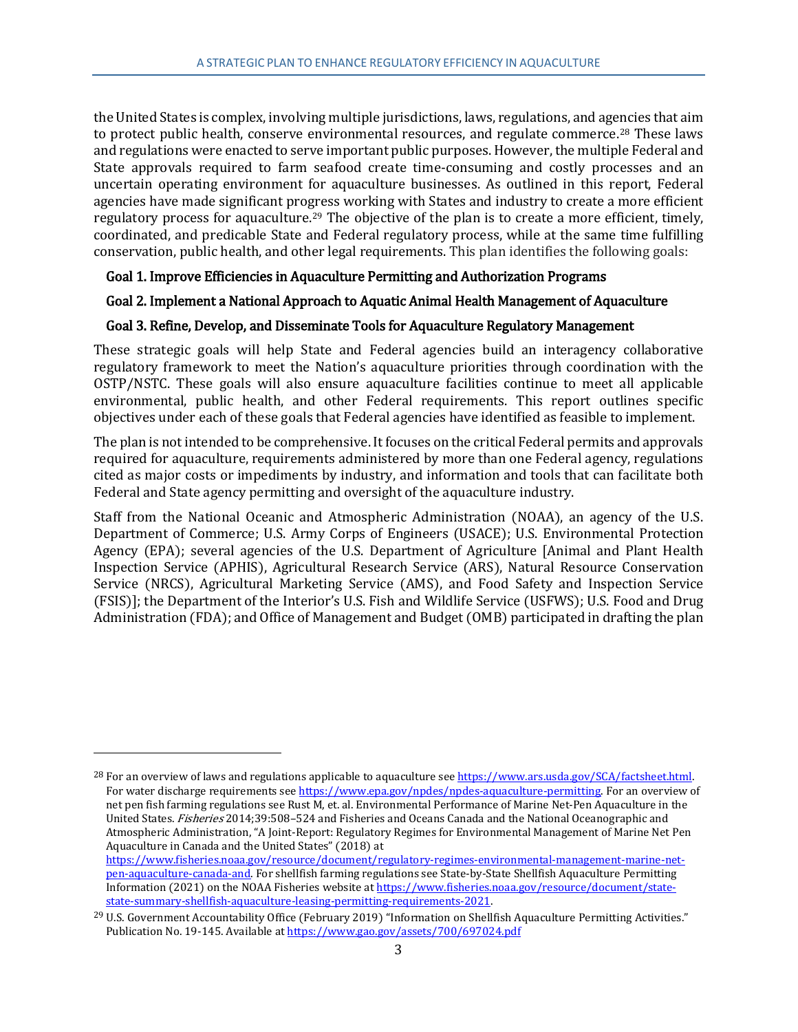the United States is complex, involving multiple jurisdictions, laws, regulations, and agencies that aim to protect public health, conserve environmental resources, and regulate commerce.[28] These laws and regulations were enacted to serve important public purposes. However, the multiple Federal and State approvals required to farm seafood create time-consuming and costly processes and an uncertain operating environment for aquaculture businesses. As outlined in this report, Federal agencies have made significant progress working with States and industry to create a more efficient regulatory process for aquaculture.[29] The objective of the plan is to create a more efficient, timely, coordinated, and predicable State and Federal regulatory process, while at the same time fulfilling conservation, public health, and other legal requirements. This plan identifies the following goals:

**Goal 1. Improve Efficiencies in Aquaculture Permitting and Authorization Programs**

**Goal 2. Implement a National Approach to Aquatic Animal Health Management of Aquaculture**

**Goal 3. Refine, Develop, and Disseminate Tools for Aquaculture Regulatory Management**

These strategic goals will help State and Federal agencies build an interagency collaborative regulatory framework to meet the Nation's aquaculture priorities through coordination with the OSTP/NSTC. These goals will also ensure aquaculture facilities continue to meet all applicable environmental, public health, and other Federal requirements. This report outlines specific objectives under each of these goals that Federal agencies have identified as feasible to implement.

The plan is not intended to be comprehensive. It focuses on the critical Federal permits and approvals required for aquaculture, requirements administered by more than one Federal agency, regulations cited as major costs or impediments by industry, and information and tools that can facilitate both Federal and State agency permitting and oversight of the aquaculture industry.

Staff from the National Oceanic and Atmospheric Administration (NOAA), an agency of the U.S. Department of Commerce; U.S. Army Corps of Engineers (USACE); U.S. Environmental Protection Agency (EPA); several agencies of the U.S. Department of Agriculture [Animal and Plant Health Inspection Service (APHIS), Agricultural Research Service (ARS), Natural Resource Conservation Service (NRCS), Agricultural Marketing Service (AMS), and Food Safety and Inspection Service (FSIS)]; the Department of the Interior's U.S. Fish and Wildlife Service (USFWS); U.S. Food and Drug Administration (FDA); and Office of Management and Budget (OMB) participated in drafting the plan

---

[28] For an overview of laws and regulations applicable to aquaculture see https://www.ars.usda.gov/SCA/factsheet.html. For water discharge requirements see https://www.epa.gov/npdes/npdes-aquaculture-permitting. For an overview of net pen fish farming regulations see Rust M, et. al. Environmental Performance of Marine Net-Pen Aquaculture in the United States. *Fisheries* 2014;39:508–524 and Fisheries and Oceans Canada and the National Oceanographic and Atmospheric Administration, "A Joint-Report: Regulatory Regimes for Environmental Management of Marine Net Pen Aquaculture in Canada and the United States" (2018) at https://www.fisheries.noaa.gov/resource/document/regulatory-regimes-environmental-management-marine-net-pen-aquaculture-canada-and. For shellfish farming regulations see State-by-State Shellfish Aquaculture Permitting Information (2021) on the NOAA Fisheries website at https://www.fisheries.noaa.gov/resource/document/state-state-summary-shellfish-aquaculture-leasing-permitting-requirements-2021.

[29] U.S. Government Accountability Office (February 2019) "Information on Shellfish Aquaculture Permitting Activities." Publication No. 19-145. Available at https://www.gao.gov/assets/700/697024.pdf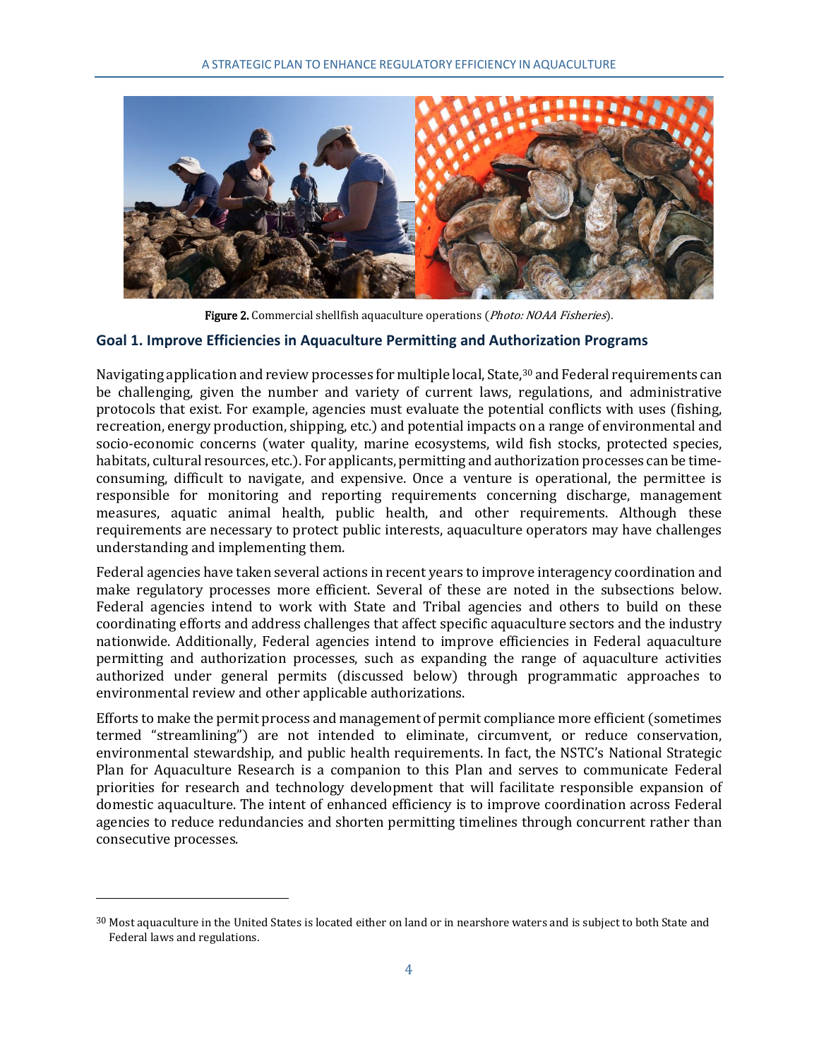**Figure 2.** Commercial shellfish aquaculture operations (*Photo: NOAA Fisheries*).

### Goal 1. Improve Efficiencies in Aquaculture Permitting and Authorization Programs

Navigating application and review processes for multiple local, State,[30] and Federal requirements can be challenging, given the number and variety of current laws, regulations, and administrative protocols that exist. For example, agencies must evaluate the potential conflicts with uses (fishing, recreation, energy production, shipping, etc.) and potential impacts on a range of environmental and socio-economic concerns (water quality, marine ecosystems, wild fish stocks, protected species, habitats, cultural resources, etc.). For applicants, permitting and authorization processes can be time-consuming, difficult to navigate, and expensive. Once a venture is operational, the permittee is responsible for monitoring and reporting requirements concerning discharge, management measures, aquatic animal health, public health, and other requirements. Although these requirements are necessary to protect public interests, aquaculture operators may have challenges understanding and implementing them.

Federal agencies have taken several actions in recent years to improve interagency coordination and make regulatory processes more efficient. Several of these are noted in the subsections below. Federal agencies intend to work with State and Tribal agencies and others to build on these coordinating efforts and address challenges that affect specific aquaculture sectors and the industry nationwide. Additionally, Federal agencies intend to improve efficiencies in Federal aquaculture permitting and authorization processes, such as expanding the range of aquaculture activities authorized under general permits (discussed below) through programmatic approaches to environmental review and other applicable authorizations.

Efforts to make the permit process and management of permit compliance more efficient (sometimes termed "streamlining") are not intended to eliminate, circumvent, or reduce conservation, environmental stewardship, and public health requirements. In fact, the NSTC's National Strategic Plan for Aquaculture Research is a companion to this Plan and serves to communicate Federal priorities for research and technology development that will facilitate responsible expansion of domestic aquaculture. The intent of enhanced efficiency is to improve coordination across Federal agencies to reduce redundancies and shorten permitting timelines through concurrent rather than consecutive processes.

---

[30] Most aquaculture in the United States is located either on land or in nearshore waters and is subject to both State and Federal laws and regulations.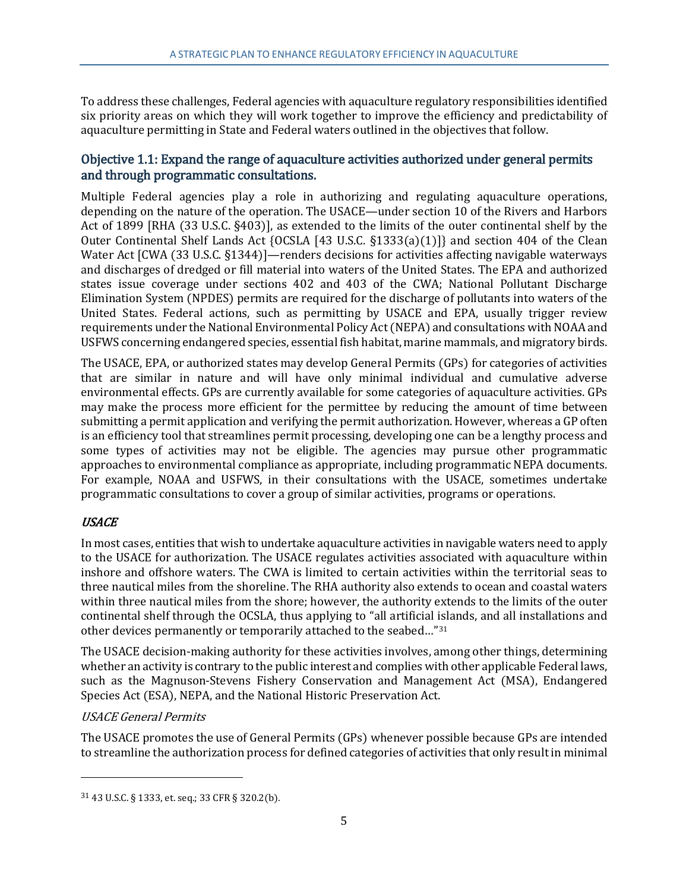To address these challenges, Federal agencies with aquaculture regulatory responsibilities identified six priority areas on which they will work together to improve the efficiency and predictability of aquaculture permitting in State and Federal waters outlined in the objectives that follow.

## Objective 1.1: Expand the range of aquaculture activities authorized under general permits and through programmatic consultations.

Multiple Federal agencies play a role in authorizing and regulating aquaculture operations, depending on the nature of the operation. The USACE—under section 10 of the Rivers and Harbors Act of 1899 [RHA (33 U.S.C. §403)], as extended to the limits of the outer continental shelf by the Outer Continental Shelf Lands Act {OCSLA [43 U.S.C. §1333(a)(1)]} and section 404 of the Clean Water Act [CWA (33 U.S.C. §1344)]—renders decisions for activities affecting navigable waterways and discharges of dredged or fill material into waters of the United States. The EPA and authorized states issue coverage under sections 402 and 403 of the CWA; National Pollutant Discharge Elimination System (NPDES) permits are required for the discharge of pollutants into waters of the United States. Federal actions, such as permitting by USACE and EPA, usually trigger review requirements under the National Environmental Policy Act (NEPA) and consultations with NOAA and USFWS concerning endangered species, essential fish habitat, marine mammals, and migratory birds.

The USACE, EPA, or authorized states may develop General Permits (GPs) for categories of activities that are similar in nature and will have only minimal individual and cumulative adverse environmental effects. GPs are currently available for some categories of aquaculture activities. GPs may make the process more efficient for the permittee by reducing the amount of time between submitting a permit application and verifying the permit authorization. However, whereas a GP often is an efficiency tool that streamlines permit processing, developing one can be a lengthy process and some types of activities may not be eligible. The agencies may pursue other programmatic approaches to environmental compliance as appropriate, including programmatic NEPA documents. For example, NOAA and USFWS, in their consultations with the USACE, sometimes undertake programmatic consultations to cover a group of similar activities, programs or operations.

### *USACE*

In most cases, entities that wish to undertake aquaculture activities in navigable waters need to apply to the USACE for authorization. The USACE regulates activities associated with aquaculture within inshore and offshore waters. The CWA is limited to certain activities within the territorial seas to three nautical miles from the shoreline. The RHA authority also extends to ocean and coastal waters within three nautical miles from the shore; however, the authority extends to the limits of the outer continental shelf through the OCSLA, thus applying to "all artificial islands, and all installations and other devices permanently or temporarily attached to the seabed…"[31]

The USACE decision-making authority for these activities involves, among other things, determining whether an activity is contrary to the public interest and complies with other applicable Federal laws, such as the Magnuson-Stevens Fishery Conservation and Management Act (MSA), Endangered Species Act (ESA), NEPA, and the National Historic Preservation Act.

#### *USACE General Permits*

The USACE promotes the use of General Permits (GPs) whenever possible because GPs are intended to streamline the authorization process for defined categories of activities that only result in minimal

---

[31] 43 U.S.C. § 1333, et. seq.; 33 CFR § 320.2(b).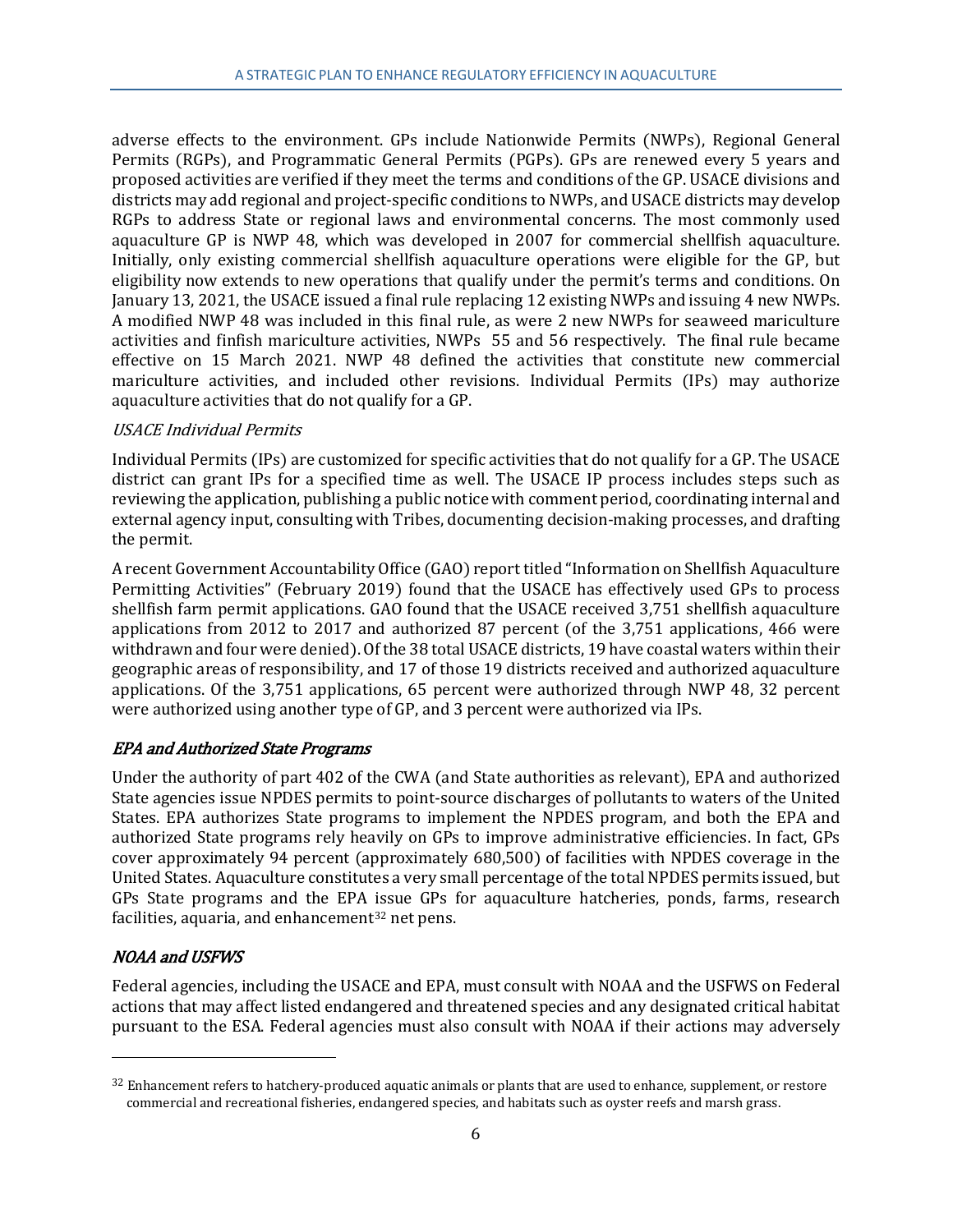adverse effects to the environment. GPs include Nationwide Permits (NWPs), Regional General Permits (RGPs), and Programmatic General Permits (PGPs). GPs are renewed every 5 years and proposed activities are verified if they meet the terms and conditions of the GP. USACE divisions and districts may add regional and project-specific conditions to NWPs, and USACE districts may develop RGPs to address State or regional laws and environmental concerns. The most commonly used aquaculture GP is NWP 48, which was developed in 2007 for commercial shellfish aquaculture. Initially, only existing commercial shellfish aquaculture operations were eligible for the GP, but eligibility now extends to new operations that qualify under the permit's terms and conditions. On January 13, 2021, the USACE issued a final rule replacing 12 existing NWPs and issuing 4 new NWPs. A modified NWP 48 was included in this final rule, as were 2 new NWPs for seaweed mariculture activities and finfish mariculture activities, NWPs 55 and 56 respectively. The final rule became effective on 15 March 2021. NWP 48 defined the activities that constitute new commercial mariculture activities, and included other revisions. Individual Permits (IPs) may authorize aquaculture activities that do not qualify for a GP.

#### *USACE Individual Permits*

Individual Permits (IPs) are customized for specific activities that do not qualify for a GP. The USACE district can grant IPs for a specified time as well. The USACE IP process includes steps such as reviewing the application, publishing a public notice with comment period, coordinating internal and external agency input, consulting with Tribes, documenting decision-making processes, and drafting the permit.

A recent Government Accountability Office (GAO) report titled "Information on Shellfish Aquaculture Permitting Activities" (February 2019) found that the USACE has effectively used GPs to process shellfish farm permit applications. GAO found that the USACE received 3,751 shellfish aquaculture applications from 2012 to 2017 and authorized 87 percent (of the 3,751 applications, 466 were withdrawn and four were denied). Of the 38 total USACE districts, 19 have coastal waters within their geographic areas of responsibility, and 17 of those 19 districts received and authorized aquaculture applications. Of the 3,751 applications, 65 percent were authorized through NWP 48, 32 percent were authorized using another type of GP, and 3 percent were authorized via IPs.

### *EPA and Authorized State Programs*

Under the authority of part 402 of the CWA (and State authorities as relevant), EPA and authorized State agencies issue NPDES permits to point-source discharges of pollutants to waters of the United States. EPA authorizes State programs to implement the NPDES program, and both the EPA and authorized State programs rely heavily on GPs to improve administrative efficiencies. In fact, GPs cover approximately 94 percent (approximately 680,500) of facilities with NPDES coverage in the United States. Aquaculture constitutes a very small percentage of the total NPDES permits issued, but GPs State programs and the EPA issue GPs for aquaculture hatcheries, ponds, farms, research facilities, aquaria, and enhancement[32] net pens.

### *NOAA and USFWS*

Federal agencies, including the USACE and EPA, must consult with NOAA and the USFWS on Federal actions that may affect listed endangered and threatened species and any designated critical habitat pursuant to the ESA. Federal agencies must also consult with NOAA if their actions may adversely

[32] Enhancement refers to hatchery-produced aquatic animals or plants that are used to enhance, supplement, or restore commercial and recreational fisheries, endangered species, and habitats such as oyster reefs and marsh grass.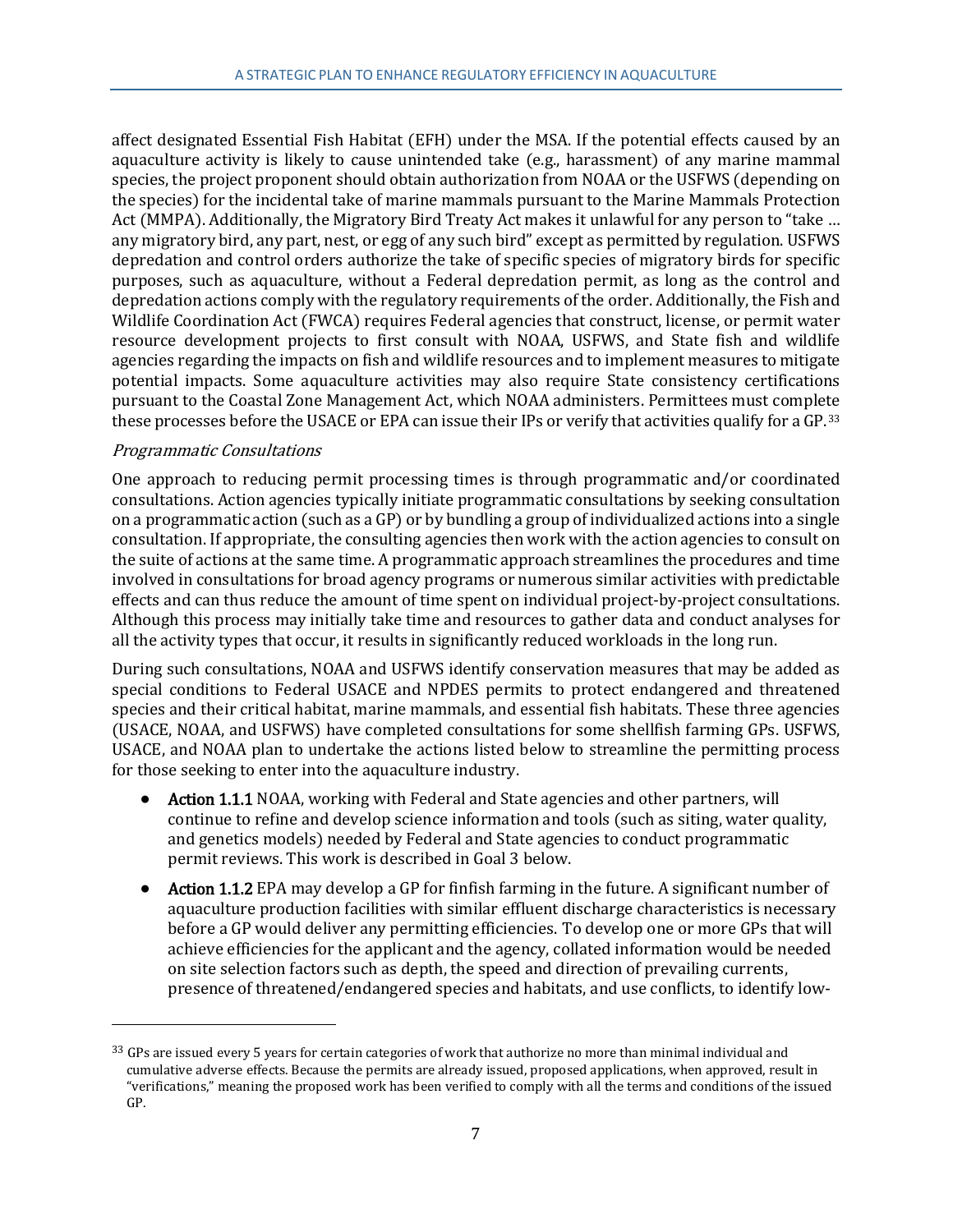affect designated Essential Fish Habitat (EFH) under the MSA. If the potential effects caused by an aquaculture activity is likely to cause unintended take (e.g., harassment) of any marine mammal species, the project proponent should obtain authorization from NOAA or the USFWS (depending on the species) for the incidental take of marine mammals pursuant to the Marine Mammals Protection Act (MMPA). Additionally, the Migratory Bird Treaty Act makes it unlawful for any person to "take … any migratory bird, any part, nest, or egg of any such bird" except as permitted by regulation. USFWS depredation and control orders authorize the take of specific species of migratory birds for specific purposes, such as aquaculture, without a Federal depredation permit, as long as the control and depredation actions comply with the regulatory requirements of the order. Additionally, the Fish and Wildlife Coordination Act (FWCA) requires Federal agencies that construct, license, or permit water resource development projects to first consult with NOAA, USFWS, and State fish and wildlife agencies regarding the impacts on fish and wildlife resources and to implement measures to mitigate potential impacts. Some aquaculture activities may also require State consistency certifications pursuant to the Coastal Zone Management Act, which NOAA administers. Permittees must complete these processes before the USACE or EPA can issue their IPs or verify that activities qualify for a GP.[33]

*Programmatic Consultations*

One approach to reducing permit processing times is through programmatic and/or coordinated consultations. Action agencies typically initiate programmatic consultations by seeking consultation on a programmatic action (such as a GP) or by bundling a group of individualized actions into a single consultation. If appropriate, the consulting agencies then work with the action agencies to consult on the suite of actions at the same time. A programmatic approach streamlines the procedures and time involved in consultations for broad agency programs or numerous similar activities with predictable effects and can thus reduce the amount of time spent on individual project-by-project consultations. Although this process may initially take time and resources to gather data and conduct analyses for all the activity types that occur, it results in significantly reduced workloads in the long run.

During such consultations, NOAA and USFWS identify conservation measures that may be added as special conditions to Federal USACE and NPDES permits to protect endangered and threatened species and their critical habitat, marine mammals, and essential fish habitats. These three agencies (USACE, NOAA, and USFWS) have completed consultations for some shellfish farming GPs. USFWS, USACE, and NOAA plan to undertake the actions listed below to streamline the permitting process for those seeking to enter into the aquaculture industry.

- **Action 1.1.1** NOAA, working with Federal and State agencies and other partners, will continue to refine and develop science information and tools (such as siting, water quality, and genetics models) needed by Federal and State agencies to conduct programmatic permit reviews. This work is described in Goal 3 below.
- **Action 1.1.2** EPA may develop a GP for finfish farming in the future. A significant number of aquaculture production facilities with similar effluent discharge characteristics is necessary before a GP would deliver any permitting efficiencies. To develop one or more GPs that will achieve efficiencies for the applicant and the agency, collated information would be needed on site selection factors such as depth, the speed and direction of prevailing currents, presence of threatened/endangered species and habitats, and use conflicts, to identify low-

[33] GPs are issued every 5 years for certain categories of work that authorize no more than minimal individual and cumulative adverse effects. Because the permits are already issued, proposed applications, when approved, result in "verifications," meaning the proposed work has been verified to comply with all the terms and conditions of the issued GP.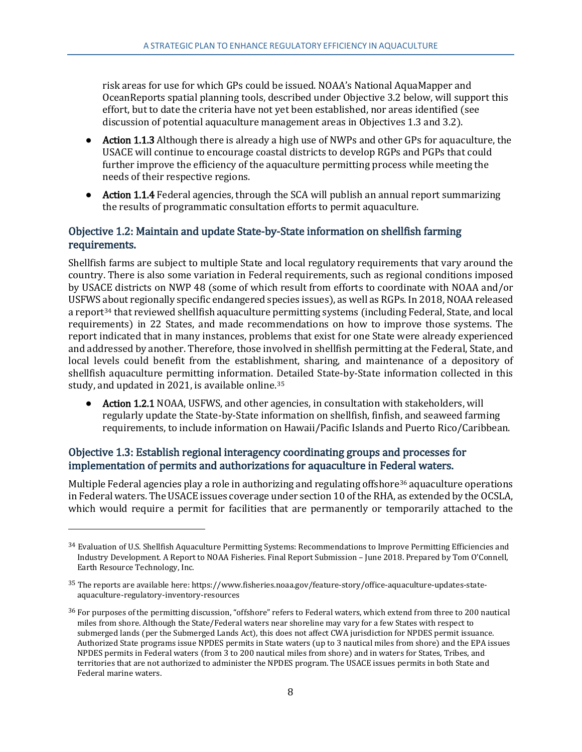risk areas for use for which GPs could be issued. NOAA's National AquaMapper and OceanReports spatial planning tools, described under Objective 3.2 below, will support this effort, but to date the criteria have not yet been established, nor areas identified (see discussion of potential aquaculture management areas in Objectives 1.3 and 3.2).

- **Action 1.1.3** Although there is already a high use of NWPs and other GPs for aquaculture, the USACE will continue to encourage coastal districts to develop RGPs and PGPs that could further improve the efficiency of the aquaculture permitting process while meeting the needs of their respective regions.
- **Action 1.1.4** Federal agencies, through the SCA will publish an annual report summarizing the results of programmatic consultation efforts to permit aquaculture.

### Objective 1.2: Maintain and update State-by-State information on shellfish farming requirements.

Shellfish farms are subject to multiple State and local regulatory requirements that vary around the country. There is also some variation in Federal requirements, such as regional conditions imposed by USACE districts on NWP 48 (some of which result from efforts to coordinate with NOAA and/or USFWS about regionally specific endangered species issues), as well as RGPs. In 2018, NOAA released a report[34] that reviewed shellfish aquaculture permitting systems (including Federal, State, and local requirements) in 22 States, and made recommendations on how to improve those systems. The report indicated that in many instances, problems that exist for one State were already experienced and addressed by another. Therefore, those involved in shellfish permitting at the Federal, State, and local levels could benefit from the establishment, sharing, and maintenance of a depository of shellfish aquaculture permitting information. Detailed State-by-State information collected in this study, and updated in 2021, is available online.[35]

- **Action 1.2.1** NOAA, USFWS, and other agencies, in consultation with stakeholders, will regularly update the State-by-State information on shellfish, finfish, and seaweed farming requirements, to include information on Hawaii/Pacific Islands and Puerto Rico/Caribbean.

### Objective 1.3: Establish regional interagency coordinating groups and processes for implementation of permits and authorizations for aquaculture in Federal waters.

Multiple Federal agencies play a role in authorizing and regulating offshore[36] aquaculture operations in Federal waters. The USACE issues coverage under section 10 of the RHA, as extended by the OCSLA, which would require a permit for facilities that are permanently or temporarily attached to the

---

[34] Evaluation of U.S. Shellfish Aquaculture Permitting Systems: Recommendations to Improve Permitting Efficiencies and Industry Development. A Report to NOAA Fisheries. Final Report Submission – June 2018. Prepared by Tom O'Connell, Earth Resource Technology, Inc.

[35] The reports are available here: https://www.fisheries.noaa.gov/feature-story/office-aquaculture-updates-state-aquaculture-regulatory-inventory-resources

[36] For purposes of the permitting discussion, "offshore" refers to Federal waters, which extend from three to 200 nautical miles from shore. Although the State/Federal waters near shoreline may vary for a few States with respect to submerged lands (per the Submerged Lands Act), this does not affect CWA jurisdiction for NPDES permit issuance. Authorized State programs issue NPDES permits in State waters (up to 3 nautical miles from shore) and the EPA issues NPDES permits in Federal waters (from 3 to 200 nautical miles from shore) and in waters for States, Tribes, and territories that are not authorized to administer the NPDES program. The USACE issues permits in both State and Federal marine waters.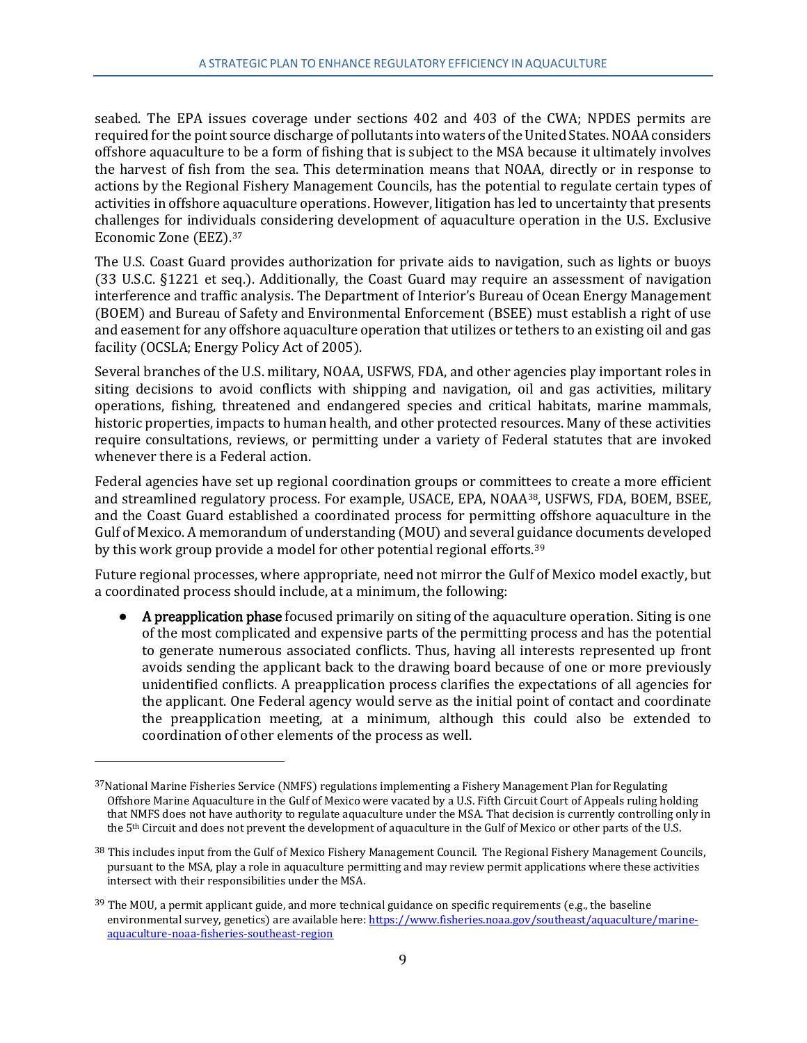seabed. The EPA issues coverage under sections 402 and 403 of the CWA; NPDES permits are required for the point source discharge of pollutants into waters of the United States. NOAA considers offshore aquaculture to be a form of fishing that is subject to the MSA because it ultimately involves the harvest of fish from the sea. This determination means that NOAA, directly or in response to actions by the Regional Fishery Management Councils, has the potential to regulate certain types of activities in offshore aquaculture operations. However, litigation has led to uncertainty that presents challenges for individuals considering development of aquaculture operation in the U.S. Exclusive Economic Zone (EEZ).[37]

The U.S. Coast Guard provides authorization for private aids to navigation, such as lights or buoys (33 U.S.C. §1221 et seq.). Additionally, the Coast Guard may require an assessment of navigation interference and traffic analysis. The Department of Interior's Bureau of Ocean Energy Management (BOEM) and Bureau of Safety and Environmental Enforcement (BSEE) must establish a right of use and easement for any offshore aquaculture operation that utilizes or tethers to an existing oil and gas facility (OCSLA; Energy Policy Act of 2005).

Several branches of the U.S. military, NOAA, USFWS, FDA, and other agencies play important roles in siting decisions to avoid conflicts with shipping and navigation, oil and gas activities, military operations, fishing, threatened and endangered species and critical habitats, marine mammals, historic properties, impacts to human health, and other protected resources. Many of these activities require consultations, reviews, or permitting under a variety of Federal statutes that are invoked whenever there is a Federal action.

Federal agencies have set up regional coordination groups or committees to create a more efficient and streamlined regulatory process. For example, USACE, EPA, NOAA[38], USFWS, FDA, BOEM, BSEE, and the Coast Guard established a coordinated process for permitting offshore aquaculture in the Gulf of Mexico. A memorandum of understanding (MOU) and several guidance documents developed by this work group provide a model for other potential regional efforts.[39]

Future regional processes, where appropriate, need not mirror the Gulf of Mexico model exactly, but a coordinated process should include, at a minimum, the following:

- **A preapplication phase** focused primarily on siting of the aquaculture operation. Siting is one of the most complicated and expensive parts of the permitting process and has the potential to generate numerous associated conflicts. Thus, having all interests represented up front avoids sending the applicant back to the drawing board because of one or more previously unidentified conflicts. A preapplication process clarifies the expectations of all agencies for the applicant. One Federal agency would serve as the initial point of contact and coordinate the preapplication meeting, at a minimum, although this could also be extended to coordination of other elements of the process as well.

---

[37] National Marine Fisheries Service (NMFS) regulations implementing a Fishery Management Plan for Regulating Offshore Marine Aquaculture in the Gulf of Mexico were vacated by a U.S. Fifth Circuit Court of Appeals ruling holding that NMFS does not have authority to regulate aquaculture under the MSA. That decision is currently controlling only in the 5th Circuit and does not prevent the development of aquaculture in the Gulf of Mexico or other parts of the U.S.

[38] This includes input from the Gulf of Mexico Fishery Management Council. The Regional Fishery Management Councils, pursuant to the MSA, play a role in aquaculture permitting and may review permit applications where these activities intersect with their responsibilities under the MSA.

[39] The MOU, a permit applicant guide, and more technical guidance on specific requirements (e.g., the baseline environmental survey, genetics) are available here: https://www.fisheries.noaa.gov/southeast/aquaculture/marine-aquaculture-noaa-fisheries-southeast-region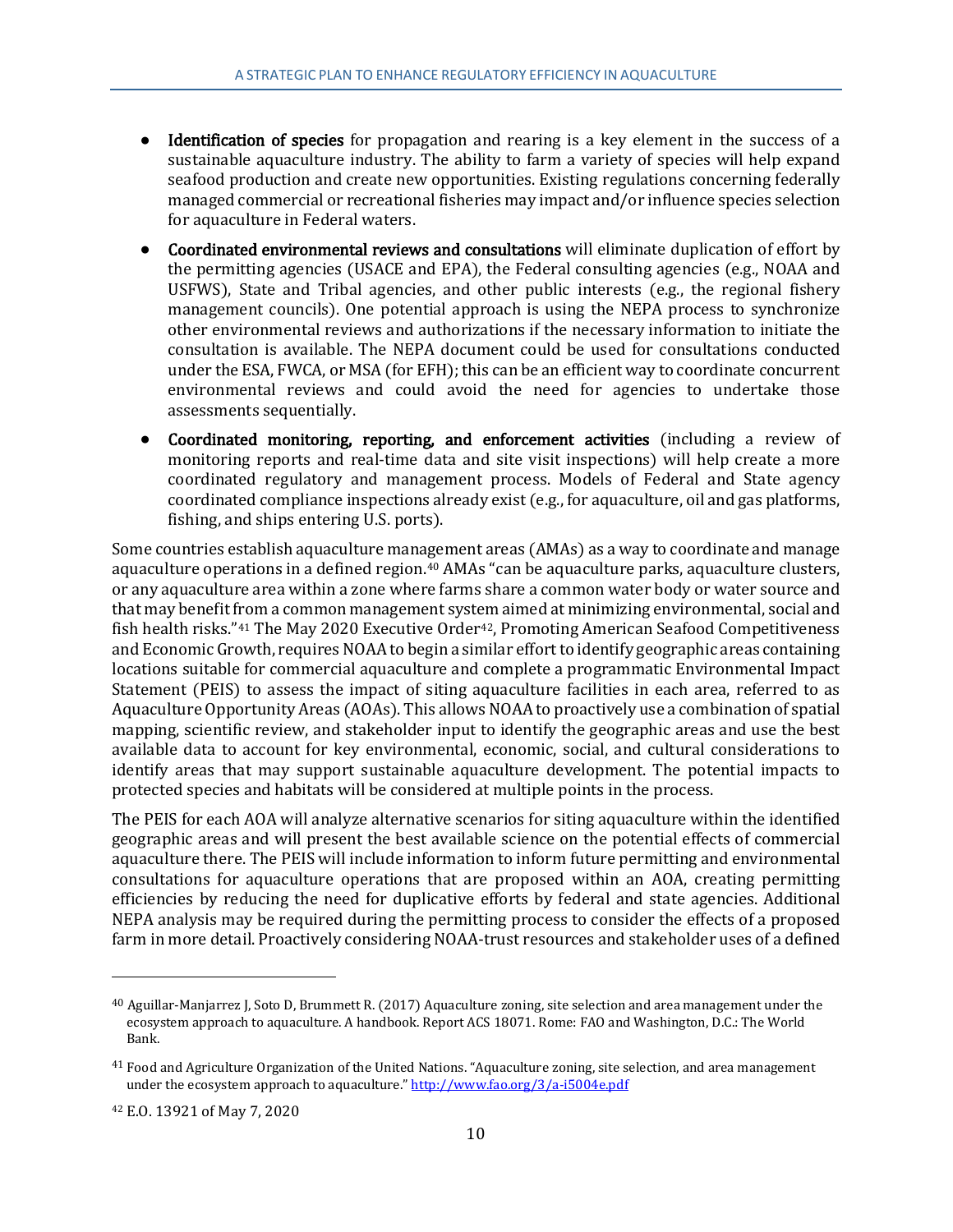- **Identification of species** for propagation and rearing is a key element in the success of a sustainable aquaculture industry. The ability to farm a variety of species will help expand seafood production and create new opportunities. Existing regulations concerning federally managed commercial or recreational fisheries may impact and/or influence species selection for aquaculture in Federal waters.
- **Coordinated environmental reviews and consultations** will eliminate duplication of effort by the permitting agencies (USACE and EPA), the Federal consulting agencies (e.g., NOAA and USFWS), State and Tribal agencies, and other public interests (e.g., the regional fishery management councils). One potential approach is using the NEPA process to synchronize other environmental reviews and authorizations if the necessary information to initiate the consultation is available. The NEPA document could be used for consultations conducted under the ESA, FWCA, or MSA (for EFH); this can be an efficient way to coordinate concurrent environmental reviews and could avoid the need for agencies to undertake those assessments sequentially.
- **Coordinated monitoring, reporting, and enforcement activities** (including a review of monitoring reports and real-time data and site visit inspections) will help create a more coordinated regulatory and management process. Models of Federal and State agency coordinated compliance inspections already exist (e.g., for aquaculture, oil and gas platforms, fishing, and ships entering U.S. ports).

Some countries establish aquaculture management areas (AMAs) as a way to coordinate and manage aquaculture operations in a defined region.[40] AMAs "can be aquaculture parks, aquaculture clusters, or any aquaculture area within a zone where farms share a common water body or water source and that may benefit from a common management system aimed at minimizing environmental, social and fish health risks."[41] The May 2020 Executive Order[42], Promoting American Seafood Competitiveness and Economic Growth, requires NOAA to begin a similar effort to identify geographic areas containing locations suitable for commercial aquaculture and complete a programmatic Environmental Impact Statement (PEIS) to assess the impact of siting aquaculture facilities in each area, referred to as Aquaculture Opportunity Areas (AOAs). This allows NOAA to proactively use a combination of spatial mapping, scientific review, and stakeholder input to identify the geographic areas and use the best available data to account for key environmental, economic, social, and cultural considerations to identify areas that may support sustainable aquaculture development. The potential impacts to protected species and habitats will be considered at multiple points in the process.

The PEIS for each AOA will analyze alternative scenarios for siting aquaculture within the identified geographic areas and will present the best available science on the potential effects of commercial aquaculture there. The PEIS will include information to inform future permitting and environmental consultations for aquaculture operations that are proposed within an AOA, creating permitting efficiencies by reducing the need for duplicative efforts by federal and state agencies. Additional NEPA analysis may be required during the permitting process to consider the effects of a proposed farm in more detail. Proactively considering NOAA-trust resources and stakeholder uses of a defined

---

[40] Aguillar-Manjarrez J, Soto D, Brummett R. (2017) Aquaculture zoning, site selection and area management under the ecosystem approach to aquaculture. A handbook. Report ACS 18071. Rome: FAO and Washington, D.C.: The World Bank.

[41] Food and Agriculture Organization of the United Nations. "Aquaculture zoning, site selection, and area management under the ecosystem approach to aquaculture." http://www.fao.org/3/a-i5004e.pdf

[42] E.O. 13921 of May 7, 2020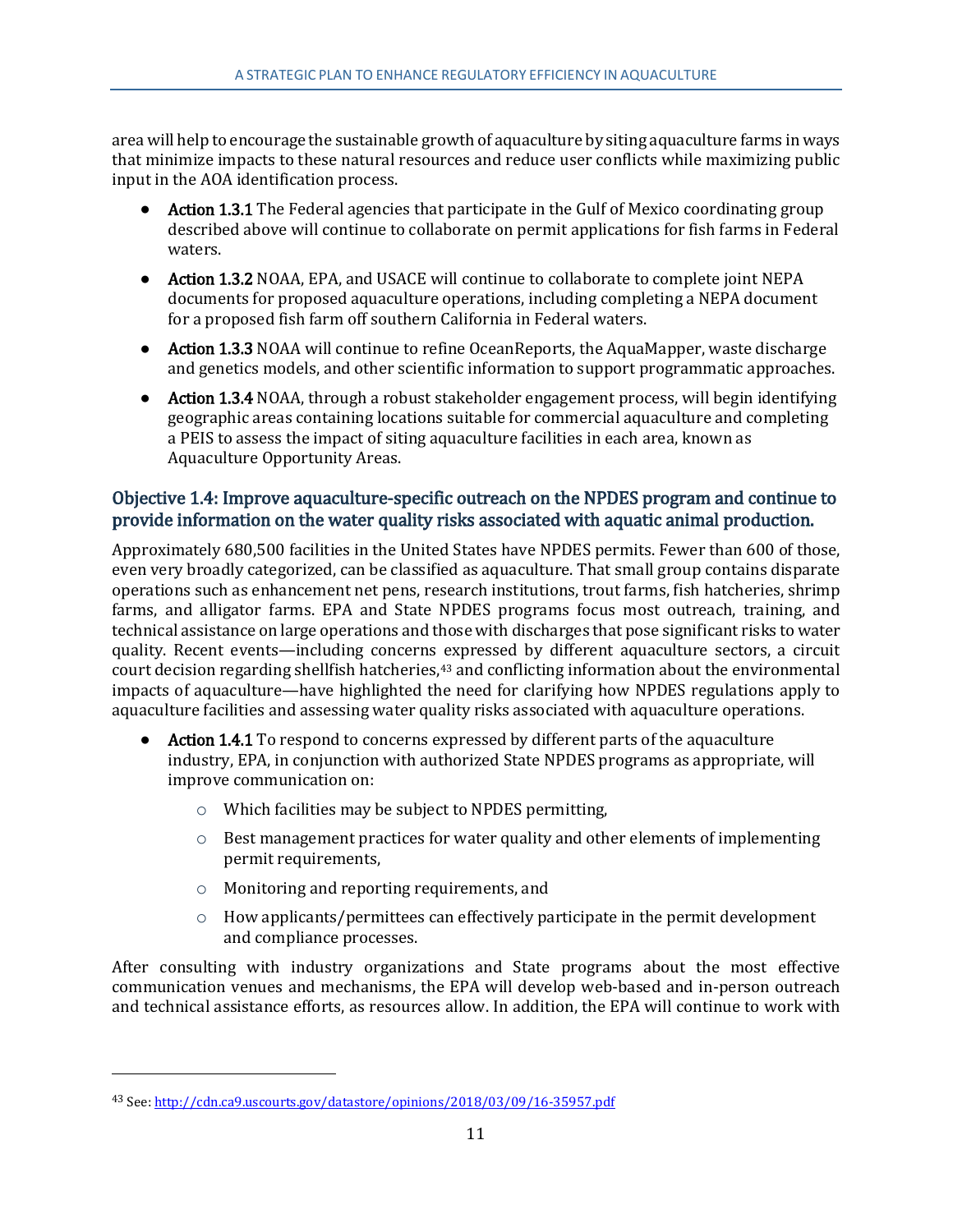area will help to encourage the sustainable growth of aquaculture by siting aquaculture farms in ways that minimize impacts to these natural resources and reduce user conflicts while maximizing public input in the AOA identification process.

- **Action 1.3.1** The Federal agencies that participate in the Gulf of Mexico coordinating group described above will continue to collaborate on permit applications for fish farms in Federal waters.
- **Action 1.3.2** NOAA, EPA, and USACE will continue to collaborate to complete joint NEPA documents for proposed aquaculture operations, including completing a NEPA document for a proposed fish farm off southern California in Federal waters.
- **Action 1.3.3** NOAA will continue to refine OceanReports, the AquaMapper, waste discharge and genetics models, and other scientific information to support programmatic approaches.
- **Action 1.3.4** NOAA, through a robust stakeholder engagement process, will begin identifying geographic areas containing locations suitable for commercial aquaculture and completing a PEIS to assess the impact of siting aquaculture facilities in each area, known as Aquaculture Opportunity Areas.

### Objective 1.4: Improve aquaculture-specific outreach on the NPDES program and continue to provide information on the water quality risks associated with aquatic animal production.

Approximately 680,500 facilities in the United States have NPDES permits. Fewer than 600 of those, even very broadly categorized, can be classified as aquaculture. That small group contains disparate operations such as enhancement net pens, research institutions, trout farms, fish hatcheries, shrimp farms, and alligator farms. EPA and State NPDES programs focus most outreach, training, and technical assistance on large operations and those with discharges that pose significant risks to water quality. Recent events—including concerns expressed by different aquaculture sectors, a circuit court decision regarding shellfish hatcheries,[43] and conflicting information about the environmental impacts of aquaculture—have highlighted the need for clarifying how NPDES regulations apply to aquaculture facilities and assessing water quality risks associated with aquaculture operations.

- **Action 1.4.1** To respond to concerns expressed by different parts of the aquaculture industry, EPA, in conjunction with authorized State NPDES programs as appropriate, will improve communication on:
  - Which facilities may be subject to NPDES permitting,
  - Best management practices for water quality and other elements of implementing permit requirements,
  - Monitoring and reporting requirements, and
  - How applicants/permittees can effectively participate in the permit development and compliance processes.

After consulting with industry organizations and State programs about the most effective communication venues and mechanisms, the EPA will develop web-based and in-person outreach and technical assistance efforts, as resources allow. In addition, the EPA will continue to work with

---

[43] See: http://cdn.ca9.uscourts.gov/datastore/opinions/2018/03/09/16-35957.pdf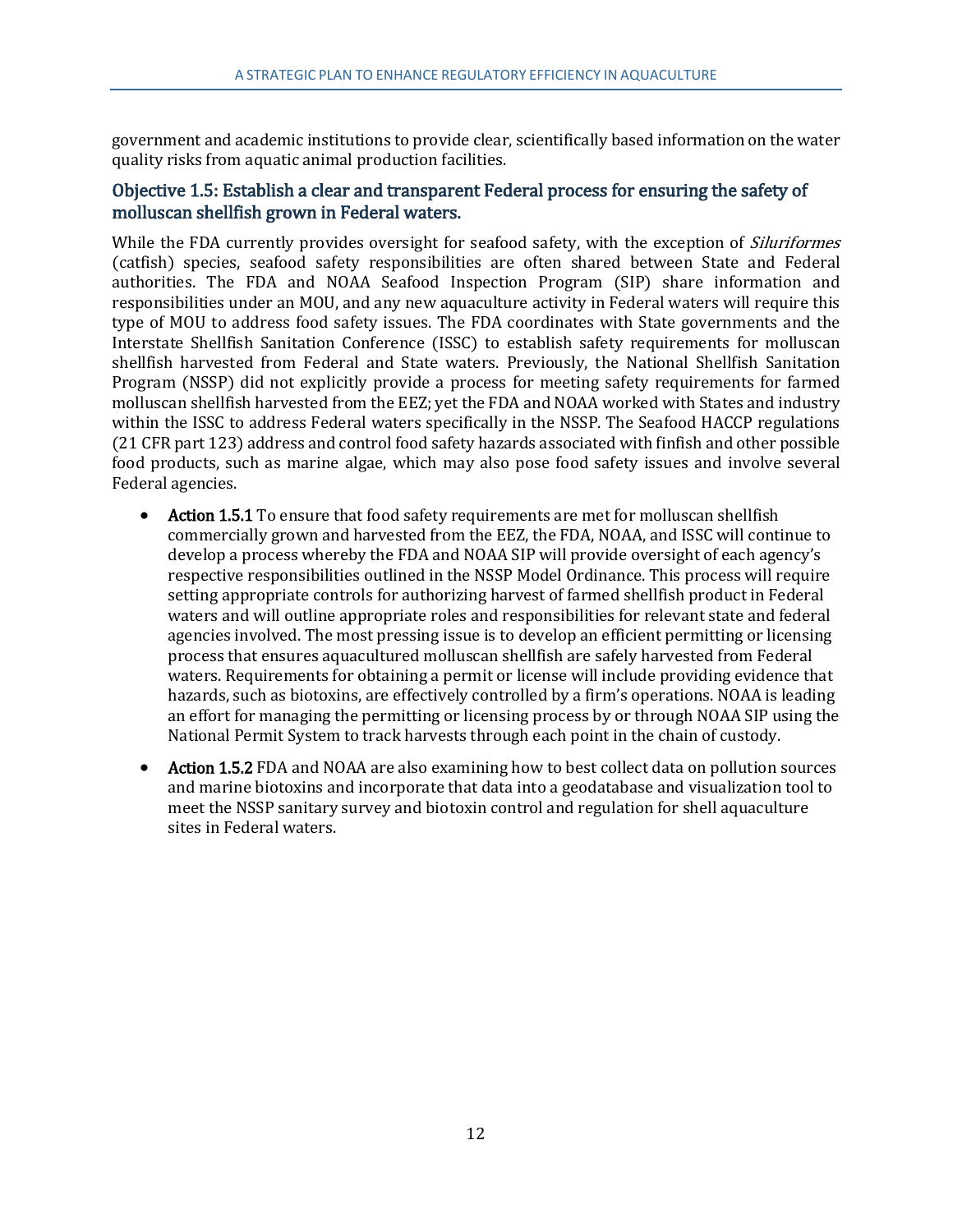government and academic institutions to provide clear, scientifically based information on the water quality risks from aquatic animal production facilities.

### Objective 1.5: Establish a clear and transparent Federal process for ensuring the safety of molluscan shellfish grown in Federal waters.

While the FDA currently provides oversight for seafood safety, with the exception of *Siluriformes* (catfish) species, seafood safety responsibilities are often shared between State and Federal authorities. The FDA and NOAA Seafood Inspection Program (SIP) share information and responsibilities under an MOU, and any new aquaculture activity in Federal waters will require this type of MOU to address food safety issues. The FDA coordinates with State governments and the Interstate Shellfish Sanitation Conference (ISSC) to establish safety requirements for molluscan shellfish harvested from Federal and State waters. Previously, the National Shellfish Sanitation Program (NSSP) did not explicitly provide a process for meeting safety requirements for farmed molluscan shellfish harvested from the EEZ; yet the FDA and NOAA worked with States and industry within the ISSC to address Federal waters specifically in the NSSP. The Seafood HACCP regulations (21 CFR part 123) address and control food safety hazards associated with finfish and other possible food products, such as marine algae, which may also pose food safety issues and involve several Federal agencies.

- **Action 1.5.1** To ensure that food safety requirements are met for molluscan shellfish commercially grown and harvested from the EEZ, the FDA, NOAA, and ISSC will continue to develop a process whereby the FDA and NOAA SIP will provide oversight of each agency's respective responsibilities outlined in the NSSP Model Ordinance. This process will require setting appropriate controls for authorizing harvest of farmed shellfish product in Federal waters and will outline appropriate roles and responsibilities for relevant state and federal agencies involved. The most pressing issue is to develop an efficient permitting or licensing process that ensures aquacultured molluscan shellfish are safely harvested from Federal waters. Requirements for obtaining a permit or license will include providing evidence that hazards, such as biotoxins, are effectively controlled by a firm's operations. NOAA is leading an effort for managing the permitting or licensing process by or through NOAA SIP using the National Permit System to track harvests through each point in the chain of custody.

- **Action 1.5.2** FDA and NOAA are also examining how to best collect data on pollution sources and marine biotoxins and incorporate that data into a geodatabase and visualization tool to meet the NSSP sanitary survey and biotoxin control and regulation for shell aquaculture sites in Federal waters.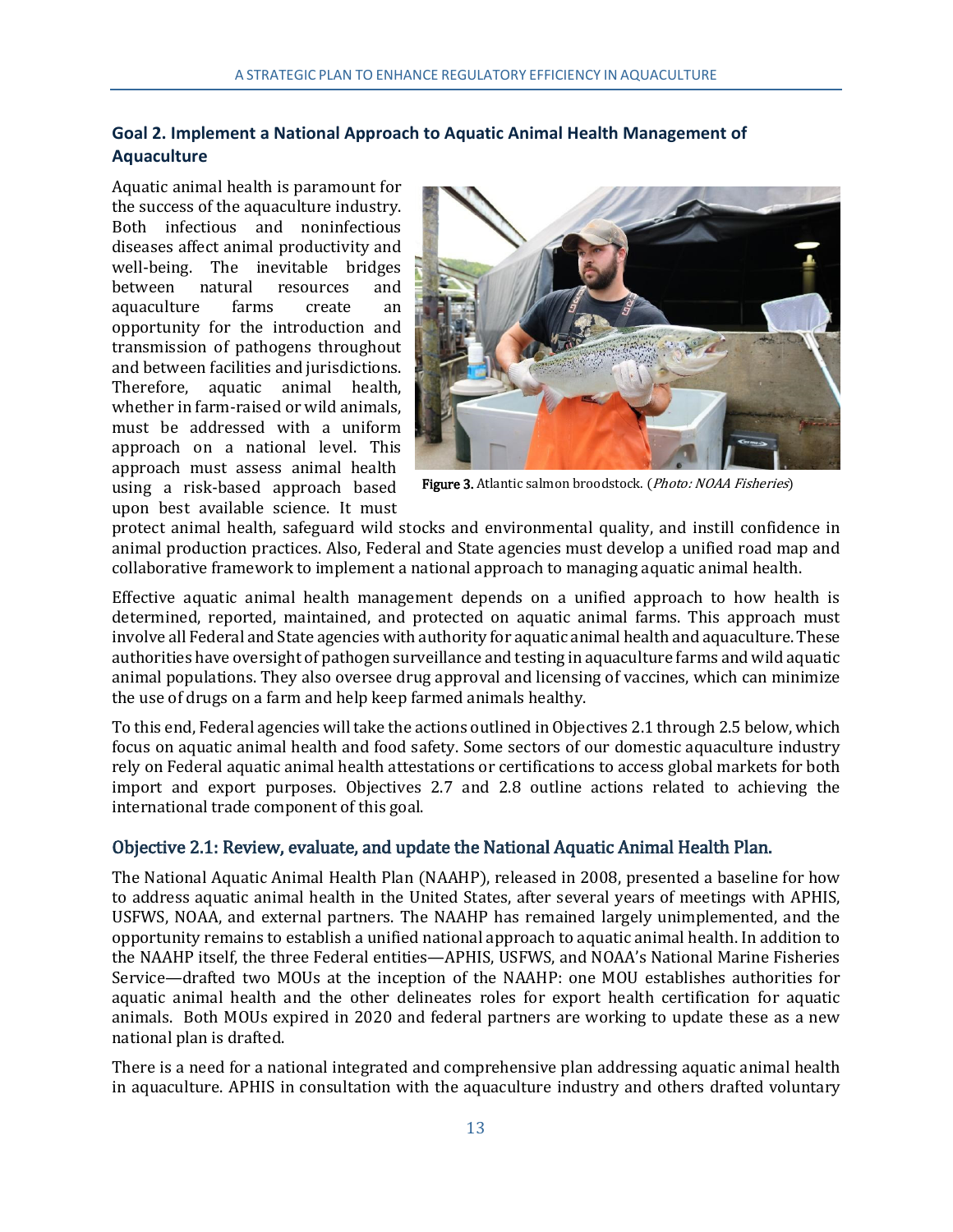### Goal 2. Implement a National Approach to Aquatic Animal Health Management of Aquaculture

Aquatic animal health is paramount for the success of the aquaculture industry. Both infectious and noninfectious diseases affect animal productivity and well-being. The inevitable bridges between natural resources and aquaculture farms create an opportunity for the introduction and transmission of pathogens throughout and between facilities and jurisdictions. Therefore, aquatic animal health, whether in farm-raised or wild animals, must be addressed with a uniform approach on a national level. This approach must assess animal health using a risk-based approach based upon best available science. It must protect animal health, safeguard wild stocks and environmental quality, and instill confidence in animal production practices. Also, Federal and State agencies must develop a unified road map and collaborative framework to implement a national approach to managing aquatic animal health.

**Figure 3.** Atlantic salmon broodstock. (*Photo: NOAA Fisheries*)

Effective aquatic animal health management depends on a unified approach to how health is determined, reported, maintained, and protected on aquatic animal farms. This approach must involve all Federal and State agencies with authority for aquatic animal health and aquaculture. These authorities have oversight of pathogen surveillance and testing in aquaculture farms and wild aquatic animal populations. They also oversee drug approval and licensing of vaccines, which can minimize the use of drugs on a farm and help keep farmed animals healthy.

To this end, Federal agencies will take the actions outlined in Objectives 2.1 through 2.5 below, which focus on aquatic animal health and food safety. Some sectors of our domestic aquaculture industry rely on Federal aquatic animal health attestations or certifications to access global markets for both import and export purposes. Objectives 2.7 and 2.8 outline actions related to achieving the international trade component of this goal.

#### Objective 2.1: Review, evaluate, and update the National Aquatic Animal Health Plan.

The National Aquatic Animal Health Plan (NAAHP), released in 2008, presented a baseline for how to address aquatic animal health in the United States, after several years of meetings with APHIS, USFWS, NOAA, and external partners. The NAAHP has remained largely unimplemented, and the opportunity remains to establish a unified national approach to aquatic animal health. In addition to the NAAHP itself, the three Federal entities—APHIS, USFWS, and NOAA's National Marine Fisheries Service—drafted two MOUs at the inception of the NAAHP: one MOU establishes authorities for aquatic animal health and the other delineates roles for export health certification for aquatic animals. Both MOUs expired in 2020 and federal partners are working to update these as a new national plan is drafted.

There is a need for a national integrated and comprehensive plan addressing aquatic animal health in aquaculture. APHIS in consultation with the aquaculture industry and others drafted voluntary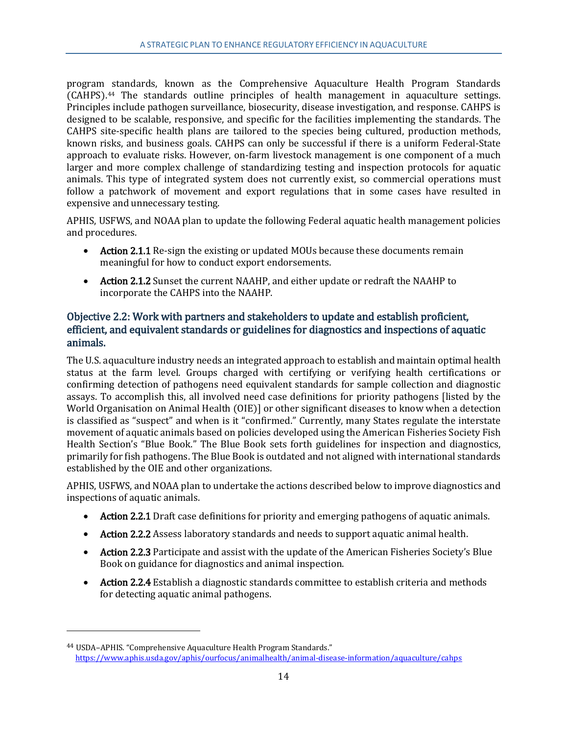program standards, known as the Comprehensive Aquaculture Health Program Standards (CAHPS).[44] The standards outline principles of health management in aquaculture settings. Principles include pathogen surveillance, biosecurity, disease investigation, and response. CAHPS is designed to be scalable, responsive, and specific for the facilities implementing the standards. The CAHPS site-specific health plans are tailored to the species being cultured, production methods, known risks, and business goals. CAHPS can only be successful if there is a uniform Federal-State approach to evaluate risks. However, on-farm livestock management is one component of a much larger and more complex challenge of standardizing testing and inspection protocols for aquatic animals. This type of integrated system does not currently exist, so commercial operations must follow a patchwork of movement and export regulations that in some cases have resulted in expensive and unnecessary testing.

APHIS, USFWS, and NOAA plan to update the following Federal aquatic health management policies and procedures.

- **Action 2.1.1** Re-sign the existing or updated MOUs because these documents remain meaningful for how to conduct export endorsements.
- **Action 2.1.2** Sunset the current NAAHP, and either update or redraft the NAAHP to incorporate the CAHPS into the NAAHP.

### Objective 2.2: Work with partners and stakeholders to update and establish proficient, efficient, and equivalent standards or guidelines for diagnostics and inspections of aquatic animals.

The U.S. aquaculture industry needs an integrated approach to establish and maintain optimal health status at the farm level. Groups charged with certifying or verifying health certifications or confirming detection of pathogens need equivalent standards for sample collection and diagnostic assays. To accomplish this, all involved need case definitions for priority pathogens [listed by the World Organisation on Animal Health (OIE)] or other significant diseases to know when a detection is classified as "suspect" and when is it "confirmed." Currently, many States regulate the interstate movement of aquatic animals based on policies developed using the American Fisheries Society Fish Health Section's "Blue Book." The Blue Book sets forth guidelines for inspection and diagnostics, primarily for fish pathogens. The Blue Book is outdated and not aligned with international standards established by the OIE and other organizations.

APHIS, USFWS, and NOAA plan to undertake the actions described below to improve diagnostics and inspections of aquatic animals.

- **Action 2.2.1** Draft case definitions for priority and emerging pathogens of aquatic animals.
- **Action 2.2.2** Assess laboratory standards and needs to support aquatic animal health.
- **Action 2.2.3** Participate and assist with the update of the American Fisheries Society's Blue Book on guidance for diagnostics and animal inspection.
- **Action 2.2.4** Establish a diagnostic standards committee to establish criteria and methods for detecting aquatic animal pathogens.

---

[44] USDA–APHIS. "Comprehensive Aquaculture Health Program Standards." https://www.aphis.usda.gov/aphis/ourfocus/animalhealth/animal-disease-information/aquaculture/cahps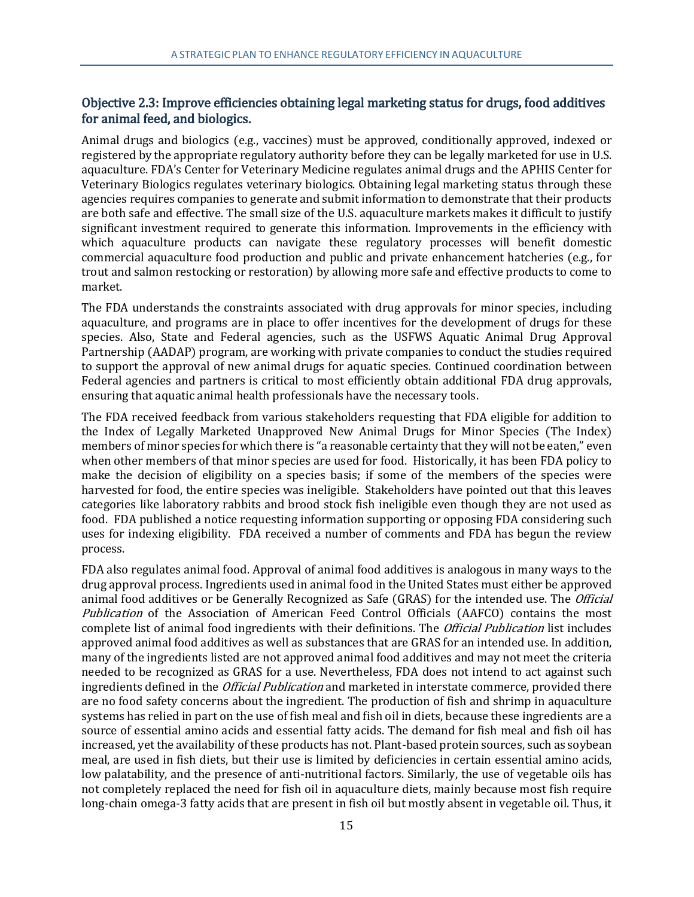### Objective 2.3: Improve efficiencies obtaining legal marketing status for drugs, food additives for animal feed, and biologics.

Animal drugs and biologics (e.g., vaccines) must be approved, conditionally approved, indexed or registered by the appropriate regulatory authority before they can be legally marketed for use in U.S. aquaculture. FDA's Center for Veterinary Medicine regulates animal drugs and the APHIS Center for Veterinary Biologics regulates veterinary biologics. Obtaining legal marketing status through these agencies requires companies to generate and submit information to demonstrate that their products are both safe and effective. The small size of the U.S. aquaculture markets makes it difficult to justify significant investment required to generate this information. Improvements in the efficiency with which aquaculture products can navigate these regulatory processes will benefit domestic commercial aquaculture food production and public and private enhancement hatcheries (e.g., for trout and salmon restocking or restoration) by allowing more safe and effective products to come to market.

The FDA understands the constraints associated with drug approvals for minor species, including aquaculture, and programs are in place to offer incentives for the development of drugs for these species. Also, State and Federal agencies, such as the USFWS Aquatic Animal Drug Approval Partnership (AADAP) program, are working with private companies to conduct the studies required to support the approval of new animal drugs for aquatic species. Continued coordination between Federal agencies and partners is critical to most efficiently obtain additional FDA drug approvals, ensuring that aquatic animal health professionals have the necessary tools.

The FDA received feedback from various stakeholders requesting that FDA eligible for addition to the Index of Legally Marketed Unapproved New Animal Drugs for Minor Species (The Index) members of minor species for which there is "a reasonable certainty that they will not be eaten," even when other members of that minor species are used for food. Historically, it has been FDA policy to make the decision of eligibility on a species basis; if some of the members of the species were harvested for food, the entire species was ineligible. Stakeholders have pointed out that this leaves categories like laboratory rabbits and brood stock fish ineligible even though they are not used as food. FDA published a notice requesting information supporting or opposing FDA considering such uses for indexing eligibility. FDA received a number of comments and FDA has begun the review process.

FDA also regulates animal food. Approval of animal food additives is analogous in many ways to the drug approval process. Ingredients used in animal food in the United States must either be approved animal food additives or be Generally Recognized as Safe (GRAS) for the intended use. The *Official Publication* of the Association of American Feed Control Officials (AAFCO) contains the most complete list of animal food ingredients with their definitions. The *Official Publication* list includes approved animal food additives as well as substances that are GRAS for an intended use. In addition, many of the ingredients listed are not approved animal food additives and may not meet the criteria needed to be recognized as GRAS for a use. Nevertheless, FDA does not intend to act against such ingredients defined in the *Official Publication* and marketed in interstate commerce, provided there are no food safety concerns about the ingredient. The production of fish and shrimp in aquaculture systems has relied in part on the use of fish meal and fish oil in diets, because these ingredients are a source of essential amino acids and essential fatty acids. The demand for fish meal and fish oil has increased, yet the availability of these products has not. Plant-based protein sources, such as soybean meal, are used in fish diets, but their use is limited by deficiencies in certain essential amino acids, low palatability, and the presence of anti-nutritional factors. Similarly, the use of vegetable oils has not completely replaced the need for fish oil in aquaculture diets, mainly because most fish require long-chain omega-3 fatty acids that are present in fish oil but mostly absent in vegetable oil. Thus, it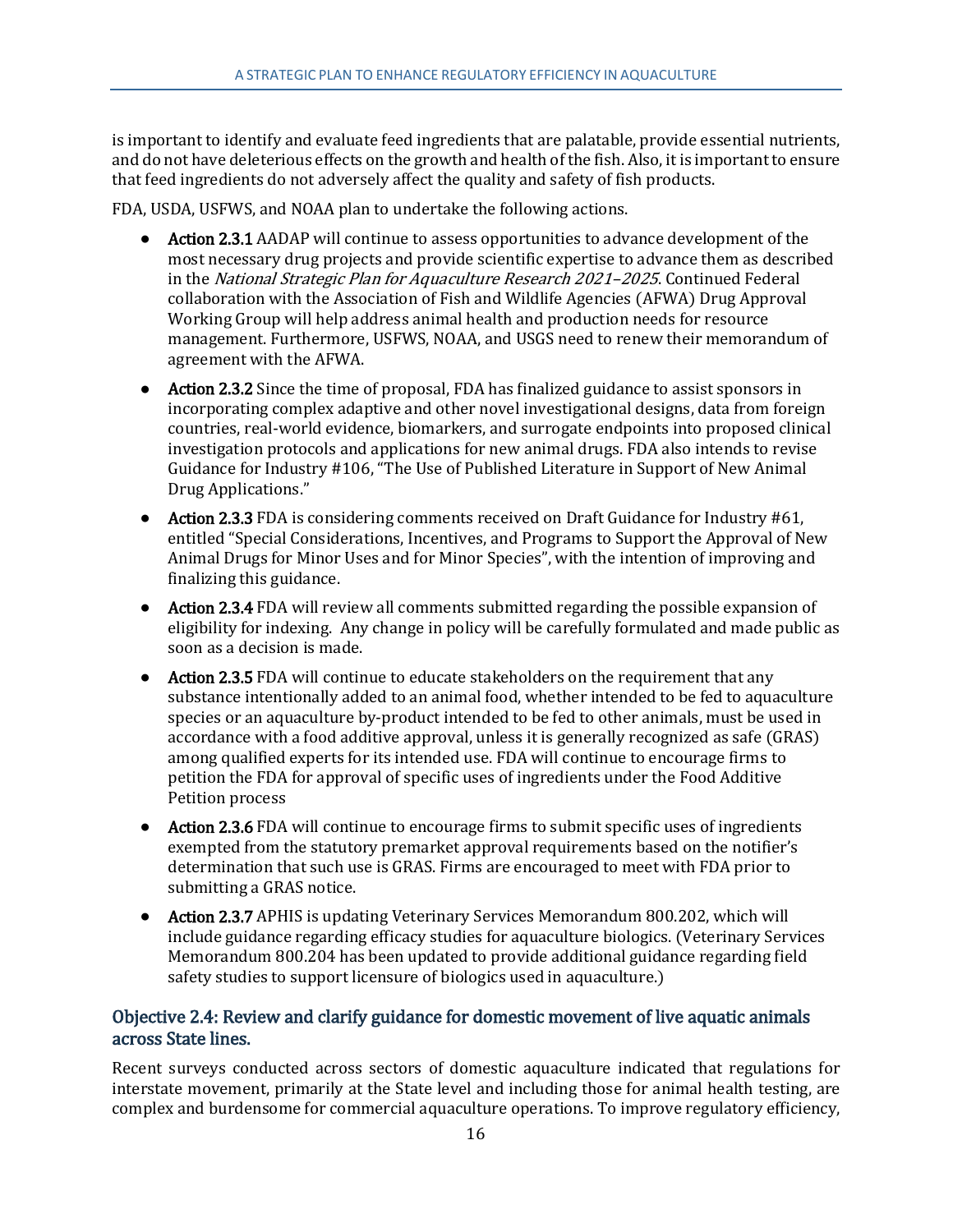is important to identify and evaluate feed ingredients that are palatable, provide essential nutrients, and do not have deleterious effects on the growth and health of the fish. Also, it is important to ensure that feed ingredients do not adversely affect the quality and safety of fish products.

FDA, USDA, USFWS, and NOAA plan to undertake the following actions.

- **Action 2.3.1** AADAP will continue to assess opportunities to advance development of the most necessary drug projects and provide scientific expertise to advance them as described in the *National Strategic Plan for Aquaculture Research 2021–2025*. Continued Federal collaboration with the Association of Fish and Wildlife Agencies (AFWA) Drug Approval Working Group will help address animal health and production needs for resource management. Furthermore, USFWS, NOAA, and USGS need to renew their memorandum of agreement with the AFWA.
- **Action 2.3.2** Since the time of proposal, FDA has finalized guidance to assist sponsors in incorporating complex adaptive and other novel investigational designs, data from foreign countries, real-world evidence, biomarkers, and surrogate endpoints into proposed clinical investigation protocols and applications for new animal drugs. FDA also intends to revise Guidance for Industry #106, "The Use of Published Literature in Support of New Animal Drug Applications."
- **Action 2.3.3** FDA is considering comments received on Draft Guidance for Industry #61, entitled "Special Considerations, Incentives, and Programs to Support the Approval of New Animal Drugs for Minor Uses and for Minor Species", with the intention of improving and finalizing this guidance.
- **Action 2.3.4** FDA will review all comments submitted regarding the possible expansion of eligibility for indexing. Any change in policy will be carefully formulated and made public as soon as a decision is made.
- **Action 2.3.5** FDA will continue to educate stakeholders on the requirement that any substance intentionally added to an animal food, whether intended to be fed to aquaculture species or an aquaculture by-product intended to be fed to other animals, must be used in accordance with a food additive approval, unless it is generally recognized as safe (GRAS) among qualified experts for its intended use. FDA will continue to encourage firms to petition the FDA for approval of specific uses of ingredients under the Food Additive Petition process
- **Action 2.3.6** FDA will continue to encourage firms to submit specific uses of ingredients exempted from the statutory premarket approval requirements based on the notifier's determination that such use is GRAS. Firms are encouraged to meet with FDA prior to submitting a GRAS notice.
- **Action 2.3.7** APHIS is updating Veterinary Services Memorandum 800.202, which will include guidance regarding efficacy studies for aquaculture biologics. (Veterinary Services Memorandum 800.204 has been updated to provide additional guidance regarding field safety studies to support licensure of biologics used in aquaculture.)

## Objective 2.4: Review and clarify guidance for domestic movement of live aquatic animals across State lines.

Recent surveys conducted across sectors of domestic aquaculture indicated that regulations for interstate movement, primarily at the State level and including those for animal health testing, are complex and burdensome for commercial aquaculture operations. To improve regulatory efficiency,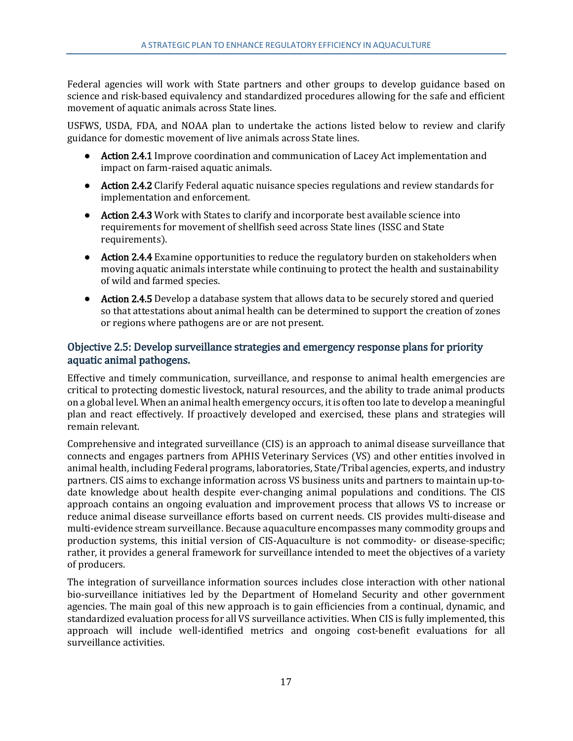Federal agencies will work with State partners and other groups to develop guidance based on science and risk-based equivalency and standardized procedures allowing for the safe and efficient movement of aquatic animals across State lines.

USFWS, USDA, FDA, and NOAA plan to undertake the actions listed below to review and clarify guidance for domestic movement of live animals across State lines.

- **Action 2.4.1** Improve coordination and communication of Lacey Act implementation and impact on farm-raised aquatic animals.
- **Action 2.4.2** Clarify Federal aquatic nuisance species regulations and review standards for implementation and enforcement.
- **Action 2.4.3** Work with States to clarify and incorporate best available science into requirements for movement of shellfish seed across State lines (ISSC and State requirements).
- **Action 2.4.4** Examine opportunities to reduce the regulatory burden on stakeholders when moving aquatic animals interstate while continuing to protect the health and sustainability of wild and farmed species.
- **Action 2.4.5** Develop a database system that allows data to be securely stored and queried so that attestations about animal health can be determined to support the creation of zones or regions where pathogens are or are not present.

### Objective 2.5: Develop surveillance strategies and emergency response plans for priority aquatic animal pathogens.

Effective and timely communication, surveillance, and response to animal health emergencies are critical to protecting domestic livestock, natural resources, and the ability to trade animal products on a global level. When an animal health emergency occurs, it is often too late to develop a meaningful plan and react effectively. If proactively developed and exercised, these plans and strategies will remain relevant.

Comprehensive and integrated surveillance (CIS) is an approach to animal disease surveillance that connects and engages partners from APHIS Veterinary Services (VS) and other entities involved in animal health, including Federal programs, laboratories, State/Tribal agencies, experts, and industry partners. CIS aims to exchange information across VS business units and partners to maintain up-to-date knowledge about health despite ever-changing animal populations and conditions. The CIS approach contains an ongoing evaluation and improvement process that allows VS to increase or reduce animal disease surveillance efforts based on current needs. CIS provides multi-disease and multi-evidence stream surveillance. Because aquaculture encompasses many commodity groups and production systems, this initial version of CIS-Aquaculture is not commodity- or disease-specific; rather, it provides a general framework for surveillance intended to meet the objectives of a variety of producers.

The integration of surveillance information sources includes close interaction with other national bio-surveillance initiatives led by the Department of Homeland Security and other government agencies. The main goal of this new approach is to gain efficiencies from a continual, dynamic, and standardized evaluation process for all VS surveillance activities. When CIS is fully implemented, this approach will include well-identified metrics and ongoing cost-benefit evaluations for all surveillance activities.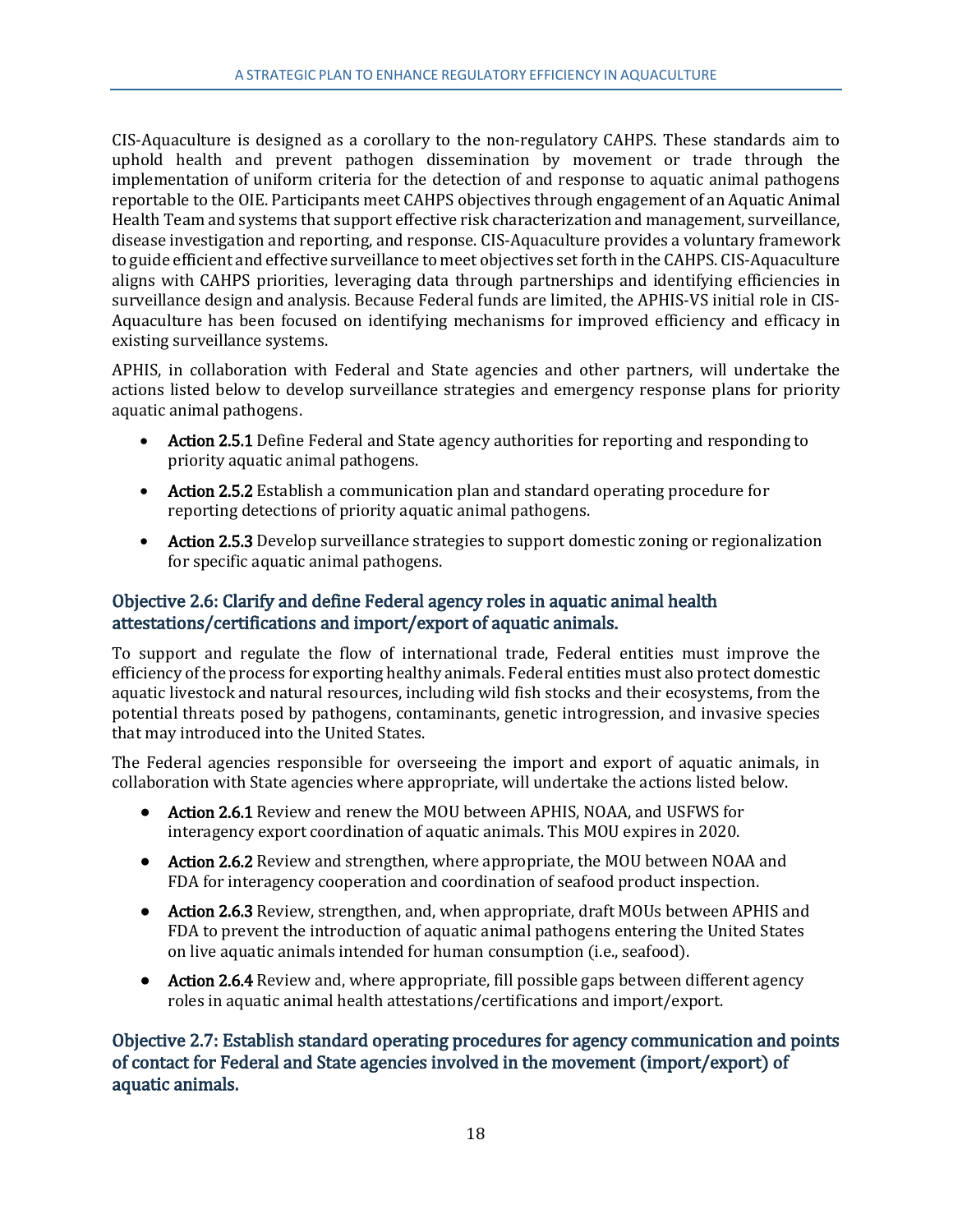CIS-Aquaculture is designed as a corollary to the non-regulatory CAHPS. These standards aim to uphold health and prevent pathogen dissemination by movement or trade through the implementation of uniform criteria for the detection of and response to aquatic animal pathogens reportable to the OIE. Participants meet CAHPS objectives through engagement of an Aquatic Animal Health Team and systems that support effective risk characterization and management, surveillance, disease investigation and reporting, and response. CIS-Aquaculture provides a voluntary framework to guide efficient and effective surveillance to meet objectives set forth in the CAHPS. CIS-Aquaculture aligns with CAHPS priorities, leveraging data through partnerships and identifying efficiencies in surveillance design and analysis. Because Federal funds are limited, the APHIS-VS initial role in CIS-Aquaculture has been focused on identifying mechanisms for improved efficiency and efficacy in existing surveillance systems.

APHIS, in collaboration with Federal and State agencies and other partners, will undertake the actions listed below to develop surveillance strategies and emergency response plans for priority aquatic animal pathogens.

- **Action 2.5.1** Define Federal and State agency authorities for reporting and responding to priority aquatic animal pathogens.
- **Action 2.5.2** Establish a communication plan and standard operating procedure for reporting detections of priority aquatic animal pathogens.
- **Action 2.5.3** Develop surveillance strategies to support domestic zoning or regionalization for specific aquatic animal pathogens.

### Objective 2.6: Clarify and define Federal agency roles in aquatic animal health attestations/certifications and import/export of aquatic animals.

To support and regulate the flow of international trade, Federal entities must improve the efficiency of the process for exporting healthy animals. Federal entities must also protect domestic aquatic livestock and natural resources, including wild fish stocks and their ecosystems, from the potential threats posed by pathogens, contaminants, genetic introgression, and invasive species that may introduced into the United States.

The Federal agencies responsible for overseeing the import and export of aquatic animals, in collaboration with State agencies where appropriate, will undertake the actions listed below.

- **Action 2.6.1** Review and renew the MOU between APHIS, NOAA, and USFWS for interagency export coordination of aquatic animals. This MOU expires in 2020.
- **Action 2.6.2** Review and strengthen, where appropriate, the MOU between NOAA and FDA for interagency cooperation and coordination of seafood product inspection.
- **Action 2.6.3** Review, strengthen, and, when appropriate, draft MOUs between APHIS and FDA to prevent the introduction of aquatic animal pathogens entering the United States on live aquatic animals intended for human consumption (i.e., seafood).
- **Action 2.6.4** Review and, where appropriate, fill possible gaps between different agency roles in aquatic animal health attestations/certifications and import/export.

### Objective 2.7: Establish standard operating procedures for agency communication and points of contact for Federal and State agencies involved in the movement (import/export) of aquatic animals.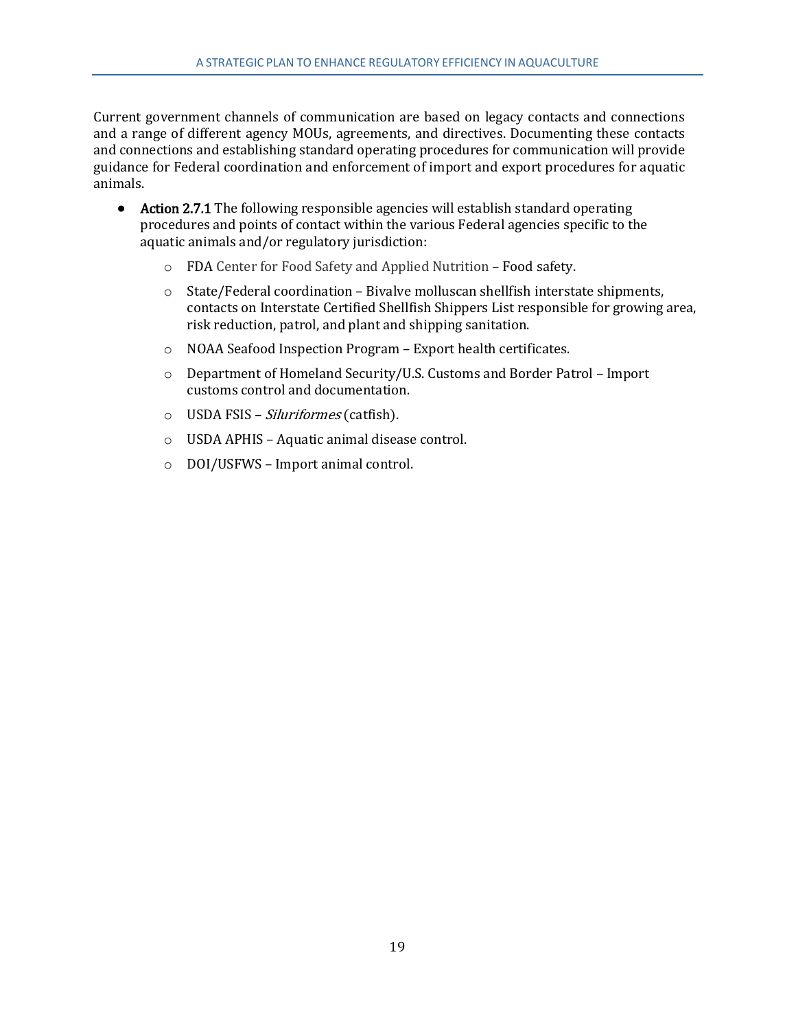Current government channels of communication are based on legacy contacts and connections and a range of different agency MOUs, agreements, and directives. Documenting these contacts and connections and establishing standard operating procedures for communication will provide guidance for Federal coordination and enforcement of import and export procedures for aquatic animals.

- **Action 2.7.1** The following responsible agencies will establish standard operating procedures and points of contact within the various Federal agencies specific to the aquatic animals and/or regulatory jurisdiction:
  - FDA Center for Food Safety and Applied Nutrition – Food safety.
  - State/Federal coordination – Bivalve molluscan shellfish interstate shipments, contacts on Interstate Certified Shellfish Shippers List responsible for growing area, risk reduction, patrol, and plant and shipping sanitation.
  - NOAA Seafood Inspection Program – Export health certificates.
  - Department of Homeland Security/U.S. Customs and Border Patrol – Import customs control and documentation.
  - USDA FSIS – *Siluriformes* (catfish).
  - USDA APHIS – Aquatic animal disease control.
  - DOI/USFWS – Import animal control.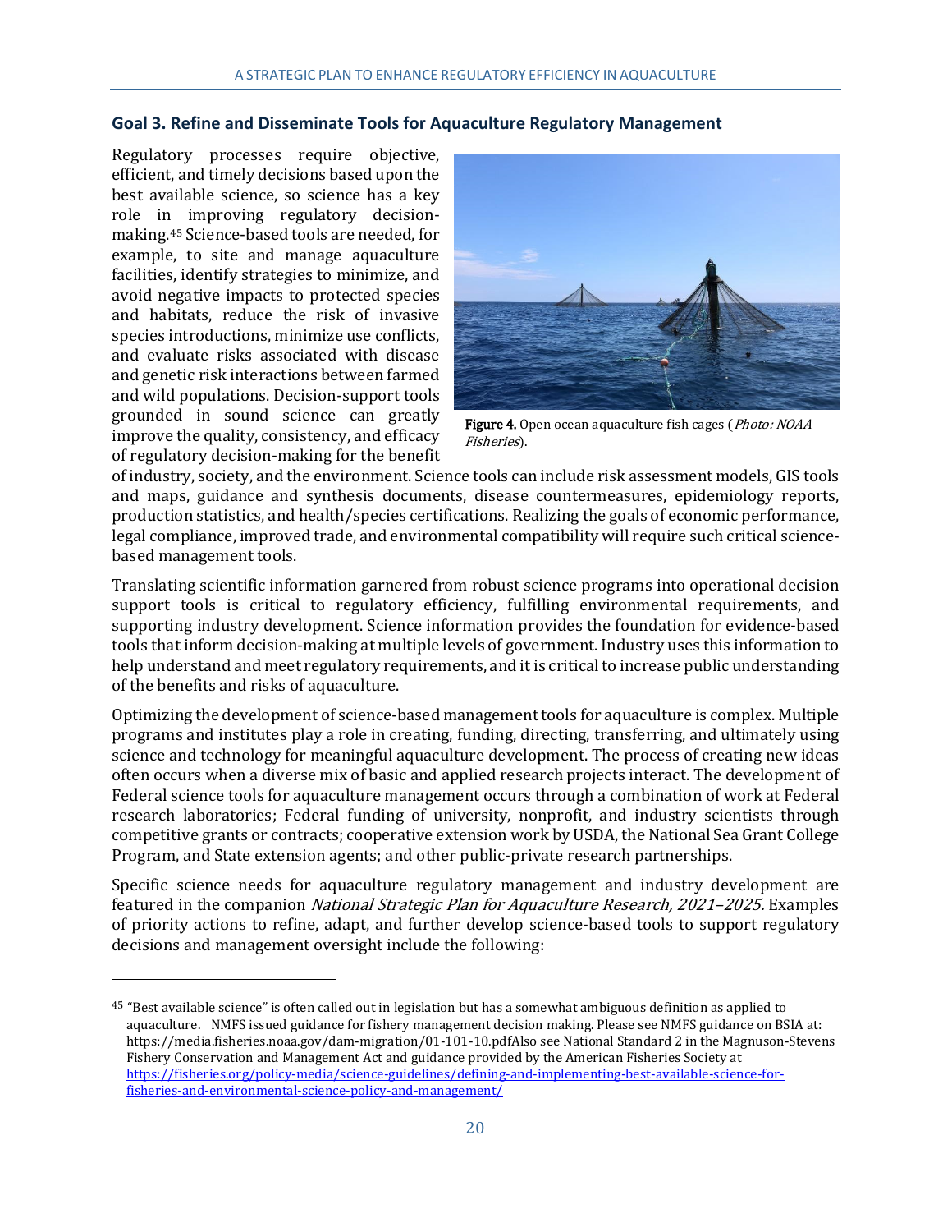## Goal 3. Refine and Disseminate Tools for Aquaculture Regulatory Management

Regulatory processes require objective, efficient, and timely decisions based upon the best available science, so science has a key role in improving regulatory decision-making.[45] Science-based tools are needed, for example, to site and manage aquaculture facilities, identify strategies to minimize, and avoid negative impacts to protected species and habitats, reduce the risk of invasive species introductions, minimize use conflicts, and evaluate risks associated with disease and genetic risk interactions between farmed and wild populations. Decision-support tools grounded in sound science can greatly improve the quality, consistency, and efficacy of regulatory decision-making for the benefit of industry, society, and the environment. Science tools can include risk assessment models, GIS tools and maps, guidance and synthesis documents, disease countermeasures, epidemiology reports, production statistics, and health/species certifications. Realizing the goals of economic performance, legal compliance, improved trade, and environmental compatibility will require such critical science-based management tools.

**Figure 4.** Open ocean aquaculture fish cages (*Photo: NOAA Fisheries*).

Translating scientific information garnered from robust science programs into operational decision support tools is critical to regulatory efficiency, fulfilling environmental requirements, and supporting industry development. Science information provides the foundation for evidence-based tools that inform decision-making at multiple levels of government. Industry uses this information to help understand and meet regulatory requirements, and it is critical to increase public understanding of the benefits and risks of aquaculture.

Optimizing the development of science-based management tools for aquaculture is complex. Multiple programs and institutes play a role in creating, funding, directing, transferring, and ultimately using science and technology for meaningful aquaculture development. The process of creating new ideas often occurs when a diverse mix of basic and applied research projects interact. The development of Federal science tools for aquaculture management occurs through a combination of work at Federal research laboratories; Federal funding of university, nonprofit, and industry scientists through competitive grants or contracts; cooperative extension work by USDA, the National Sea Grant College Program, and State extension agents; and other public-private research partnerships.

Specific science needs for aquaculture regulatory management and industry development are featured in the companion *National Strategic Plan for Aquaculture Research, 2021–2025.* Examples of priority actions to refine, adapt, and further develop science-based tools to support regulatory decisions and management oversight include the following:

---

[45] "Best available science" is often called out in legislation but has a somewhat ambiguous definition as applied to aquaculture. NMFS issued guidance for fishery management decision making. Please see NMFS guidance on BSIA at: https://media.fisheries.noaa.gov/dam-migration/01-101-10.pdfAlso see National Standard 2 in the Magnuson-Stevens Fishery Conservation and Management Act and guidance provided by the American Fisheries Society at https://fisheries.org/policy-media/science-guidelines/defining-and-implementing-best-available-science-for-fisheries-and-environmental-science-policy-and-management/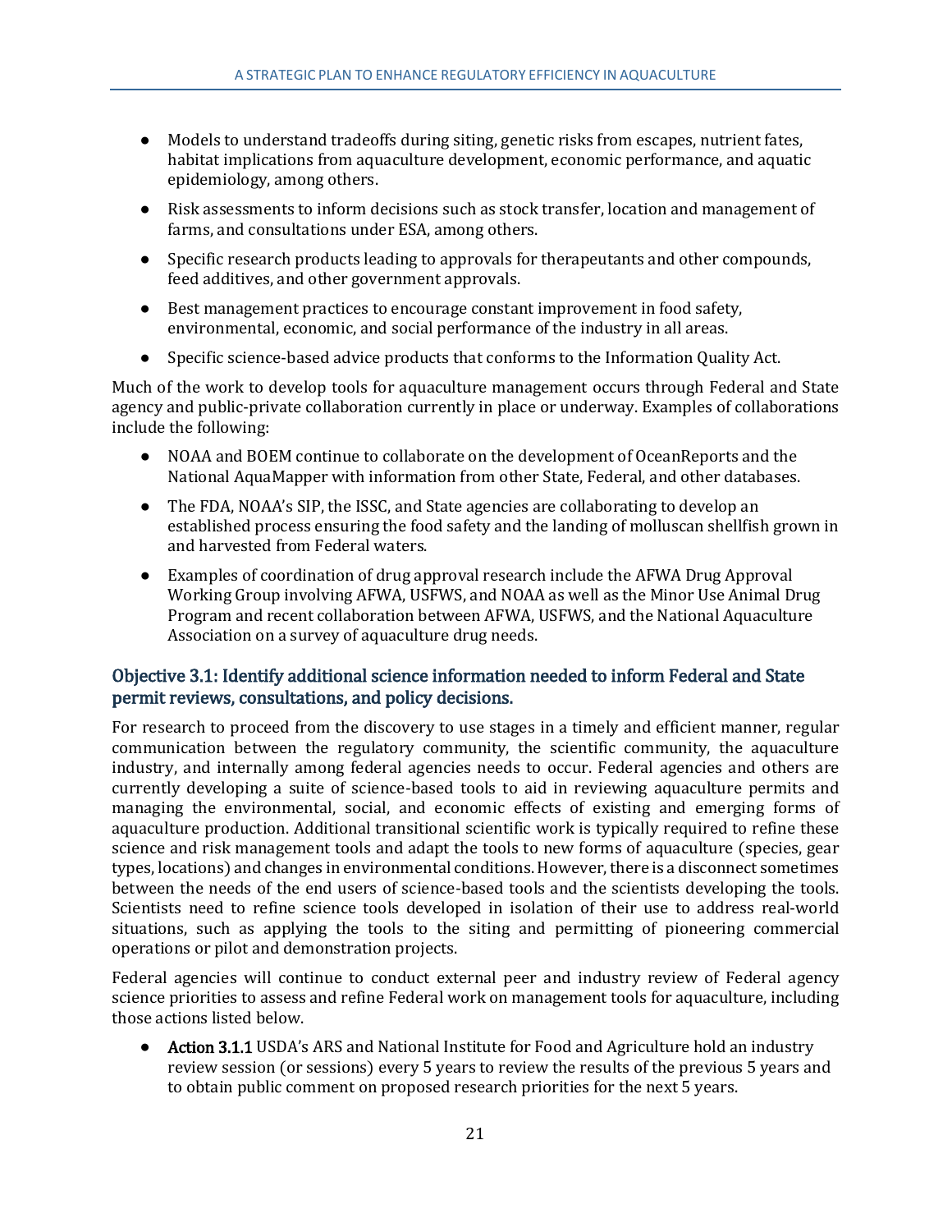- Models to understand tradeoffs during siting, genetic risks from escapes, nutrient fates, habitat implications from aquaculture development, economic performance, and aquatic epidemiology, among others.
- Risk assessments to inform decisions such as stock transfer, location and management of farms, and consultations under ESA, among others.
- Specific research products leading to approvals for therapeutants and other compounds, feed additives, and other government approvals.
- Best management practices to encourage constant improvement in food safety, environmental, economic, and social performance of the industry in all areas.
- Specific science-based advice products that conforms to the Information Quality Act.

Much of the work to develop tools for aquaculture management occurs through Federal and State agency and public-private collaboration currently in place or underway. Examples of collaborations include the following:

- NOAA and BOEM continue to collaborate on the development of OceanReports and the National AquaMapper with information from other State, Federal, and other databases.
- The FDA, NOAA's SIP, the ISSC, and State agencies are collaborating to develop an established process ensuring the food safety and the landing of molluscan shellfish grown in and harvested from Federal waters.
- Examples of coordination of drug approval research include the AFWA Drug Approval Working Group involving AFWA, USFWS, and NOAA as well as the Minor Use Animal Drug Program and recent collaboration between AFWA, USFWS, and the National Aquaculture Association on a survey of aquaculture drug needs.

### Objective 3.1: Identify additional science information needed to inform Federal and State permit reviews, consultations, and policy decisions.

For research to proceed from the discovery to use stages in a timely and efficient manner, regular communication between the regulatory community, the scientific community, the aquaculture industry, and internally among federal agencies needs to occur. Federal agencies and others are currently developing a suite of science-based tools to aid in reviewing aquaculture permits and managing the environmental, social, and economic effects of existing and emerging forms of aquaculture production. Additional transitional scientific work is typically required to refine these science and risk management tools and adapt the tools to new forms of aquaculture (species, gear types, locations) and changes in environmental conditions. However, there is a disconnect sometimes between the needs of the end users of science-based tools and the scientists developing the tools. Scientists need to refine science tools developed in isolation of their use to address real-world situations, such as applying the tools to the siting and permitting of pioneering commercial operations or pilot and demonstration projects.

Federal agencies will continue to conduct external peer and industry review of Federal agency science priorities to assess and refine Federal work on management tools for aquaculture, including those actions listed below.

- **Action 3.1.1** USDA's ARS and National Institute for Food and Agriculture hold an industry review session (or sessions) every 5 years to review the results of the previous 5 years and to obtain public comment on proposed research priorities for the next 5 years.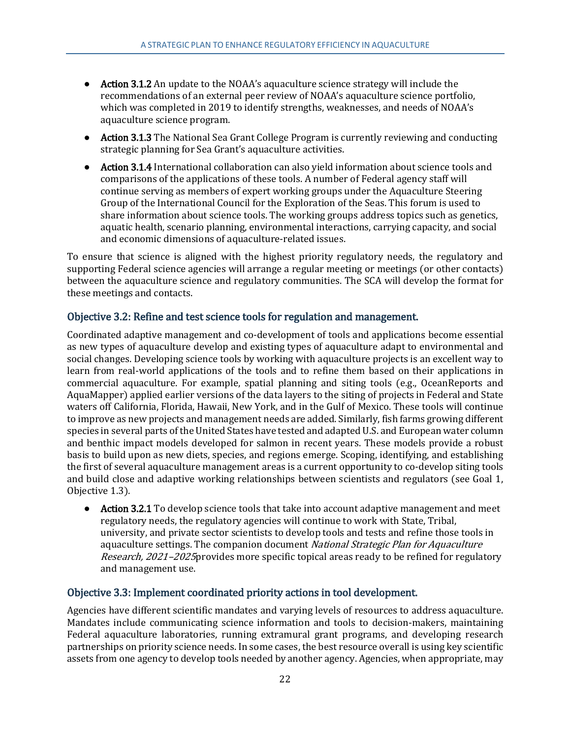- **Action 3.1.2** An update to the NOAA's aquaculture science strategy will include the recommendations of an external peer review of NOAA's aquaculture science portfolio, which was completed in 2019 to identify strengths, weaknesses, and needs of NOAA's aquaculture science program.
- **Action 3.1.3** The National Sea Grant College Program is currently reviewing and conducting strategic planning for Sea Grant's aquaculture activities.
- **Action 3.1.4** International collaboration can also yield information about science tools and comparisons of the applications of these tools. A number of Federal agency staff will continue serving as members of expert working groups under the Aquaculture Steering Group of the International Council for the Exploration of the Seas. This forum is used to share information about science tools. The working groups address topics such as genetics, aquatic health, scenario planning, environmental interactions, carrying capacity, and social and economic dimensions of aquaculture-related issues.

To ensure that science is aligned with the highest priority regulatory needs, the regulatory and supporting Federal science agencies will arrange a regular meeting or meetings (or other contacts) between the aquaculture science and regulatory communities. The SCA will develop the format for these meetings and contacts.

### Objective 3.2: Refine and test science tools for regulation and management.

Coordinated adaptive management and co-development of tools and applications become essential as new types of aquaculture develop and existing types of aquaculture adapt to environmental and social changes. Developing science tools by working with aquaculture projects is an excellent way to learn from real-world applications of the tools and to refine them based on their applications in commercial aquaculture. For example, spatial planning and siting tools (e.g., OceanReports and AquaMapper) applied earlier versions of the data layers to the siting of projects in Federal and State waters off California, Florida, Hawaii, New York, and in the Gulf of Mexico. These tools will continue to improve as new projects and management needs are added. Similarly, fish farms growing different species in several parts of the United States have tested and adapted U.S. and European water column and benthic impact models developed for salmon in recent years. These models provide a robust basis to build upon as new diets, species, and regions emerge. Scoping, identifying, and establishing the first of several aquaculture management areas is a current opportunity to co-develop siting tools and build close and adaptive working relationships between scientists and regulators (see Goal 1, Objective 1.3).

- **Action 3.2.1** To develop science tools that take into account adaptive management and meet regulatory needs, the regulatory agencies will continue to work with State, Tribal, university, and private sector scientists to develop tools and tests and refine those tools in aquaculture settings. The companion document *National Strategic Plan for Aquaculture Research, 2021–2025* provides more specific topical areas ready to be refined for regulatory and management use.

### Objective 3.3: Implement coordinated priority actions in tool development.

Agencies have different scientific mandates and varying levels of resources to address aquaculture. Mandates include communicating science information and tools to decision-makers, maintaining Federal aquaculture laboratories, running extramural grant programs, and developing research partnerships on priority science needs. In some cases, the best resource overall is using key scientific assets from one agency to develop tools needed by another agency. Agencies, when appropriate, may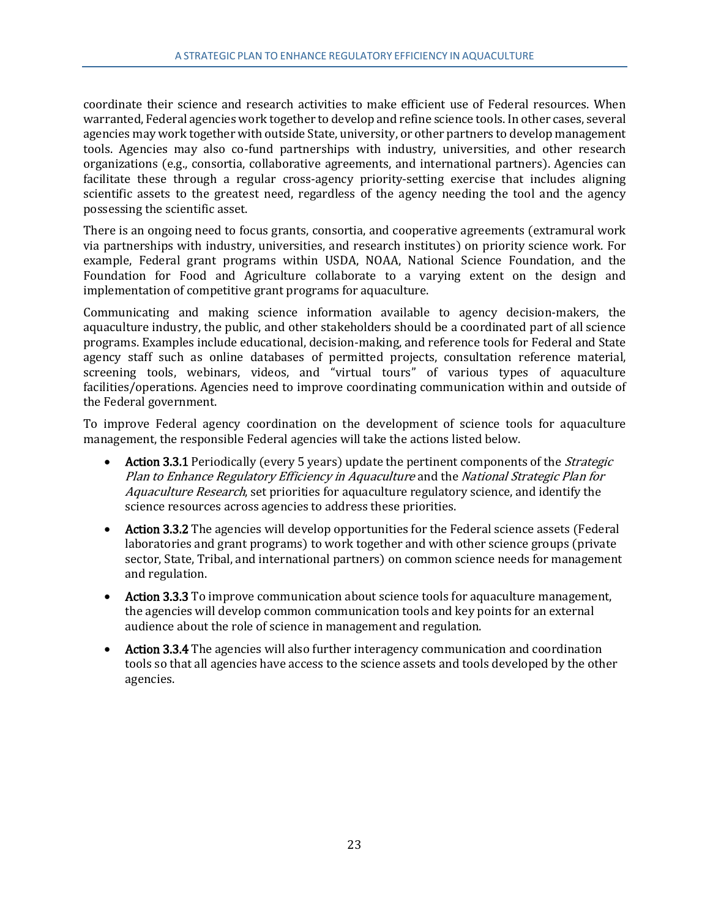coordinate their science and research activities to make efficient use of Federal resources. When warranted, Federal agencies work together to develop and refine science tools. In other cases, several agencies may work together with outside State, university, or other partners to develop management tools. Agencies may also co-fund partnerships with industry, universities, and other research organizations (e.g., consortia, collaborative agreements, and international partners). Agencies can facilitate these through a regular cross-agency priority-setting exercise that includes aligning scientific assets to the greatest need, regardless of the agency needing the tool and the agency possessing the scientific asset.

There is an ongoing need to focus grants, consortia, and cooperative agreements (extramural work via partnerships with industry, universities, and research institutes) on priority science work. For example, Federal grant programs within USDA, NOAA, National Science Foundation, and the Foundation for Food and Agriculture collaborate to a varying extent on the design and implementation of competitive grant programs for aquaculture.

Communicating and making science information available to agency decision-makers, the aquaculture industry, the public, and other stakeholders should be a coordinated part of all science programs. Examples include educational, decision-making, and reference tools for Federal and State agency staff such as online databases of permitted projects, consultation reference material, screening tools, webinars, videos, and "virtual tours" of various types of aquaculture facilities/operations. Agencies need to improve coordinating communication within and outside of the Federal government.

To improve Federal agency coordination on the development of science tools for aquaculture management, the responsible Federal agencies will take the actions listed below.

- **Action 3.3.1** Periodically (every 5 years) update the pertinent components of the *Strategic Plan to Enhance Regulatory Efficiency in Aquaculture* and the *National Strategic Plan for Aquaculture Research*, set priorities for aquaculture regulatory science, and identify the science resources across agencies to address these priorities.
- **Action 3.3.2** The agencies will develop opportunities for the Federal science assets (Federal laboratories and grant programs) to work together and with other science groups (private sector, State, Tribal, and international partners) on common science needs for management and regulation.
- **Action 3.3.3** To improve communication about science tools for aquaculture management, the agencies will develop common communication tools and key points for an external audience about the role of science in management and regulation.
- **Action 3.3.4** The agencies will also further interagency communication and coordination tools so that all agencies have access to the science assets and tools developed by the other agencies.